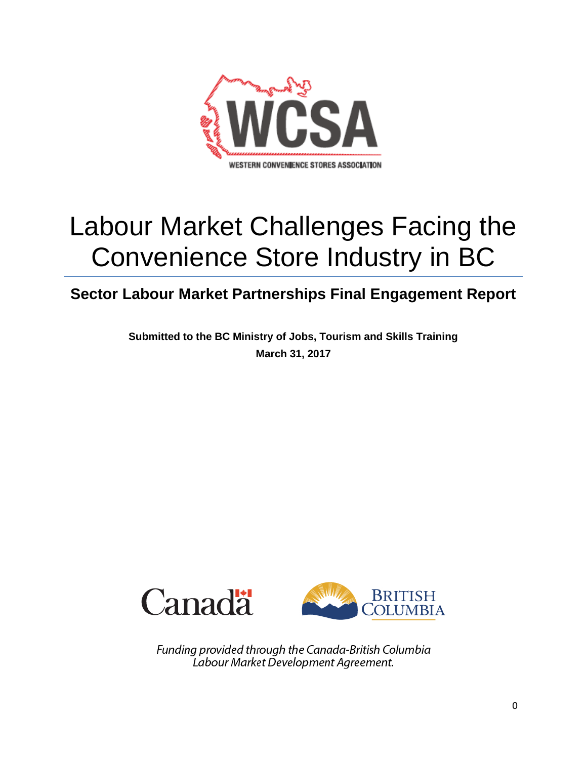WCSA

WESTERN CONVENIENCE STORES ASSOCIATION

# Labour Market Challenges Facing the Convenience Store Industry in BC

## Sector Labour Market Partnerships Final Engagement Report

**Submitted to the BC Ministry of Jobs, Tourism and Skills Training**

**March 31, 2017**

Canada

BRITISH COLUMBIA

*Funding provided through the Canada-British Columbia Labour Market Development Agreement.*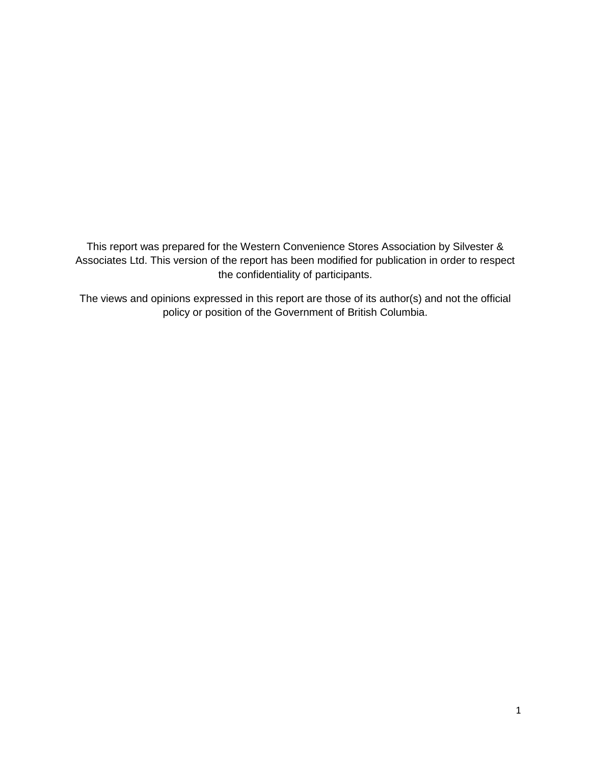This report was prepared for the Western Convenience Stores Association by Silvester & Associates Ltd. This version of the report has been modified for publication in order to respect the confidentiality of participants.

The views and opinions expressed in this report are those of its author(s) and not the official policy or position of the Government of British Columbia.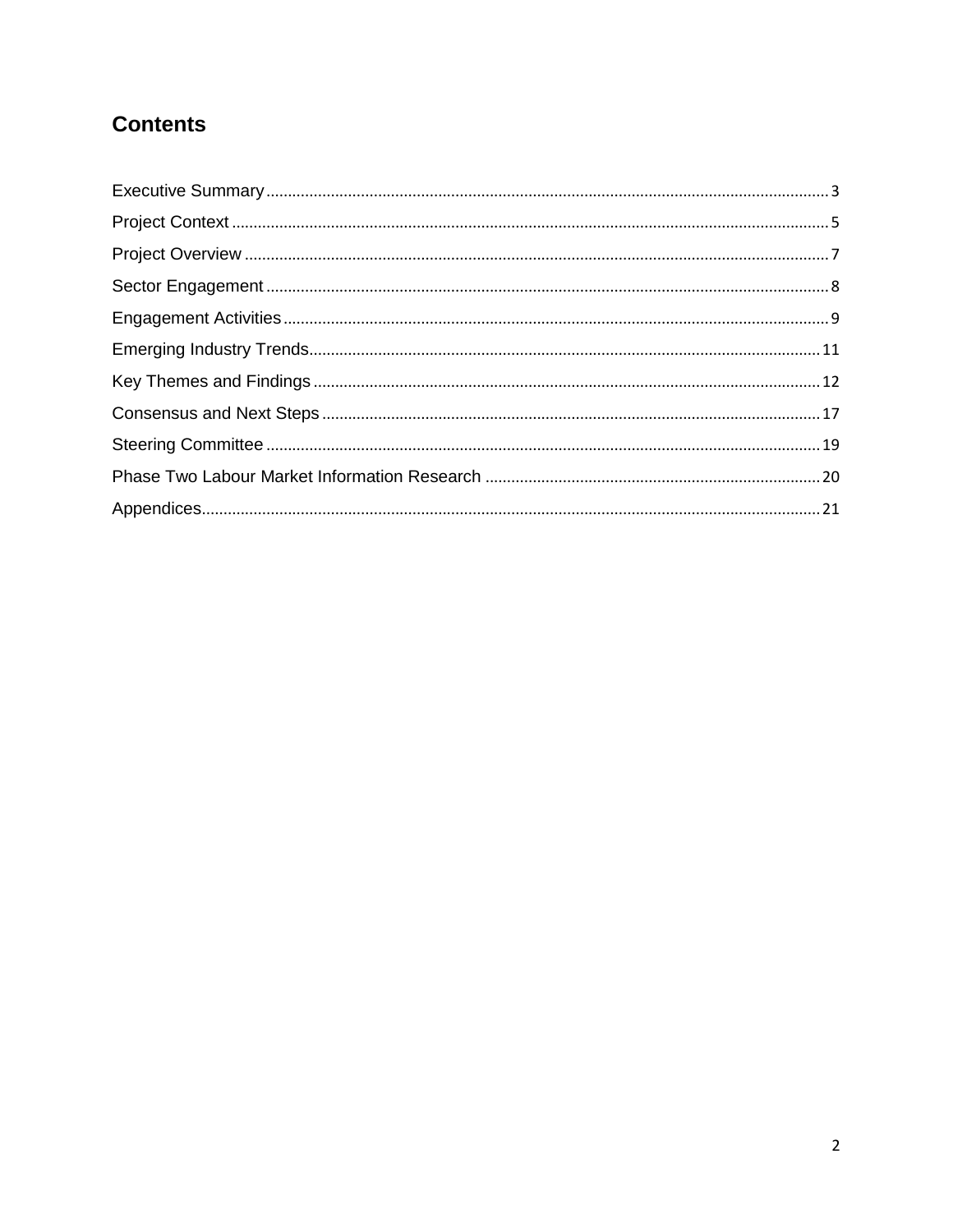## Contents

Executive Summary .......... 3
Project Context .......... 5
Project Overview .......... 7
Sector Engagement .......... 8
Engagement Activities .......... 9
Emerging Industry Trends .......... 11
Key Themes and Findings .......... 12
Consensus and Next Steps .......... 17
Steering Committee .......... 19
Phase Two Labour Market Information Research .......... 20
Appendices .......... 21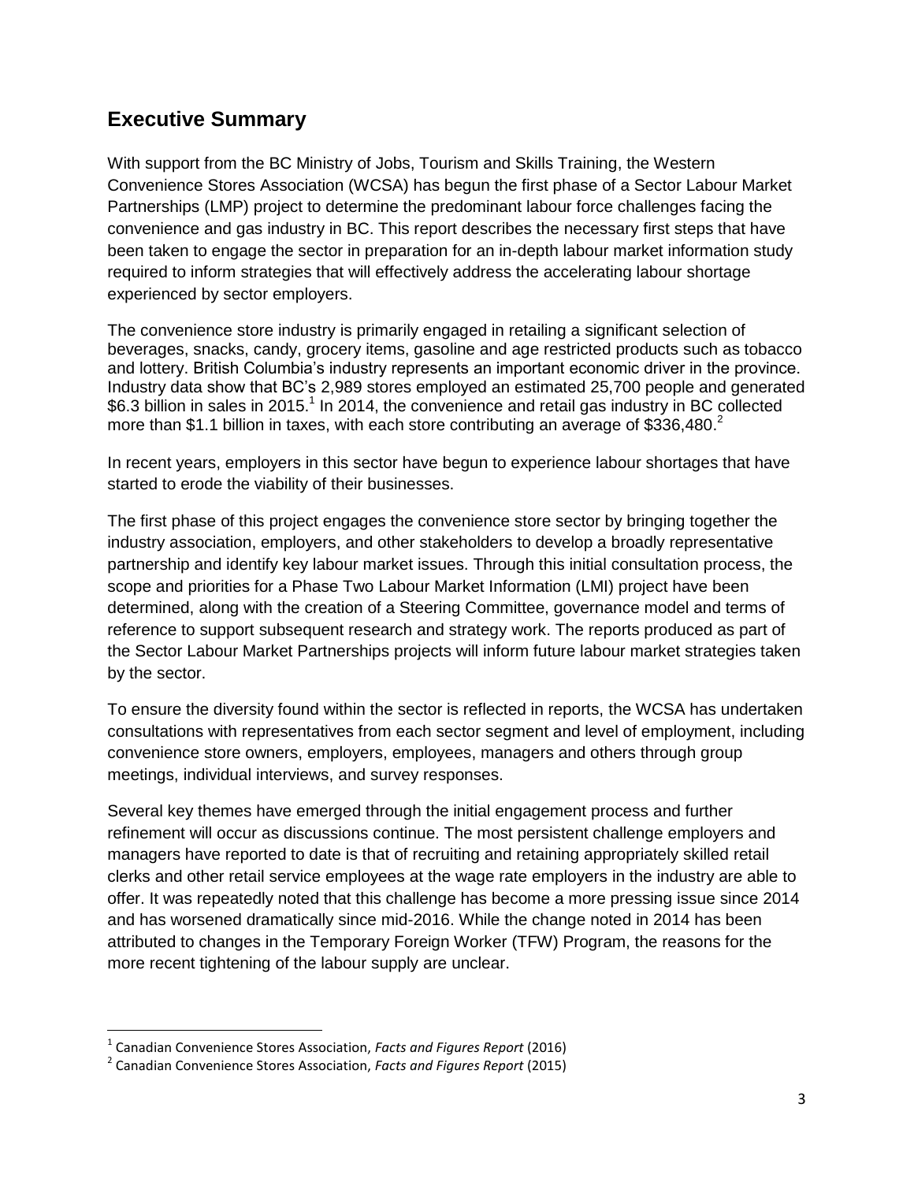## Executive Summary

With support from the BC Ministry of Jobs, Tourism and Skills Training, the Western Convenience Stores Association (WCSA) has begun the first phase of a Sector Labour Market Partnerships (LMP) project to determine the predominant labour force challenges facing the convenience and gas industry in BC. This report describes the necessary first steps that have been taken to engage the sector in preparation for an in-depth labour market information study required to inform strategies that will effectively address the accelerating labour shortage experienced by sector employers.

The convenience store industry is primarily engaged in retailing a significant selection of beverages, snacks, candy, grocery items, gasoline and age restricted products such as tobacco and lottery. British Columbia's industry represents an important economic driver in the province. Industry data show that BC's 2,989 stores employed an estimated 25,700 people and generated $6.3 billion in sales in 2015.[1] In 2014, the convenience and retail gas industry in BC collected more than $1.1 billion in taxes, with each store contributing an average of $336,480.[2]

In recent years, employers in this sector have begun to experience labour shortages that have started to erode the viability of their businesses.

The first phase of this project engages the convenience store sector by bringing together the industry association, employers, and other stakeholders to develop a broadly representative partnership and identify key labour market issues. Through this initial consultation process, the scope and priorities for a Phase Two Labour Market Information (LMI) project have been determined, along with the creation of a Steering Committee, governance model and terms of reference to support subsequent research and strategy work. The reports produced as part of the Sector Labour Market Partnerships projects will inform future labour market strategies taken by the sector.

To ensure the diversity found within the sector is reflected in reports, the WCSA has undertaken consultations with representatives from each sector segment and level of employment, including convenience store owners, employers, employees, managers and others through group meetings, individual interviews, and survey responses.

Several key themes have emerged through the initial engagement process and further refinement will occur as discussions continue. The most persistent challenge employers and managers have reported to date is that of recruiting and retaining appropriately skilled retail clerks and other retail service employees at the wage rate employers in the industry are able to offer. It was repeatedly noted that this challenge has become a more pressing issue since 2014 and has worsened dramatically since mid-2016. While the change noted in 2014 has been attributed to changes in the Temporary Foreign Worker (TFW) Program, the reasons for the more recent tightening of the labour supply are unclear.

---

[1] Canadian Convenience Stores Association, *Facts and Figures Report* (2016)

[2] Canadian Convenience Stores Association, *Facts and Figures Report* (2015)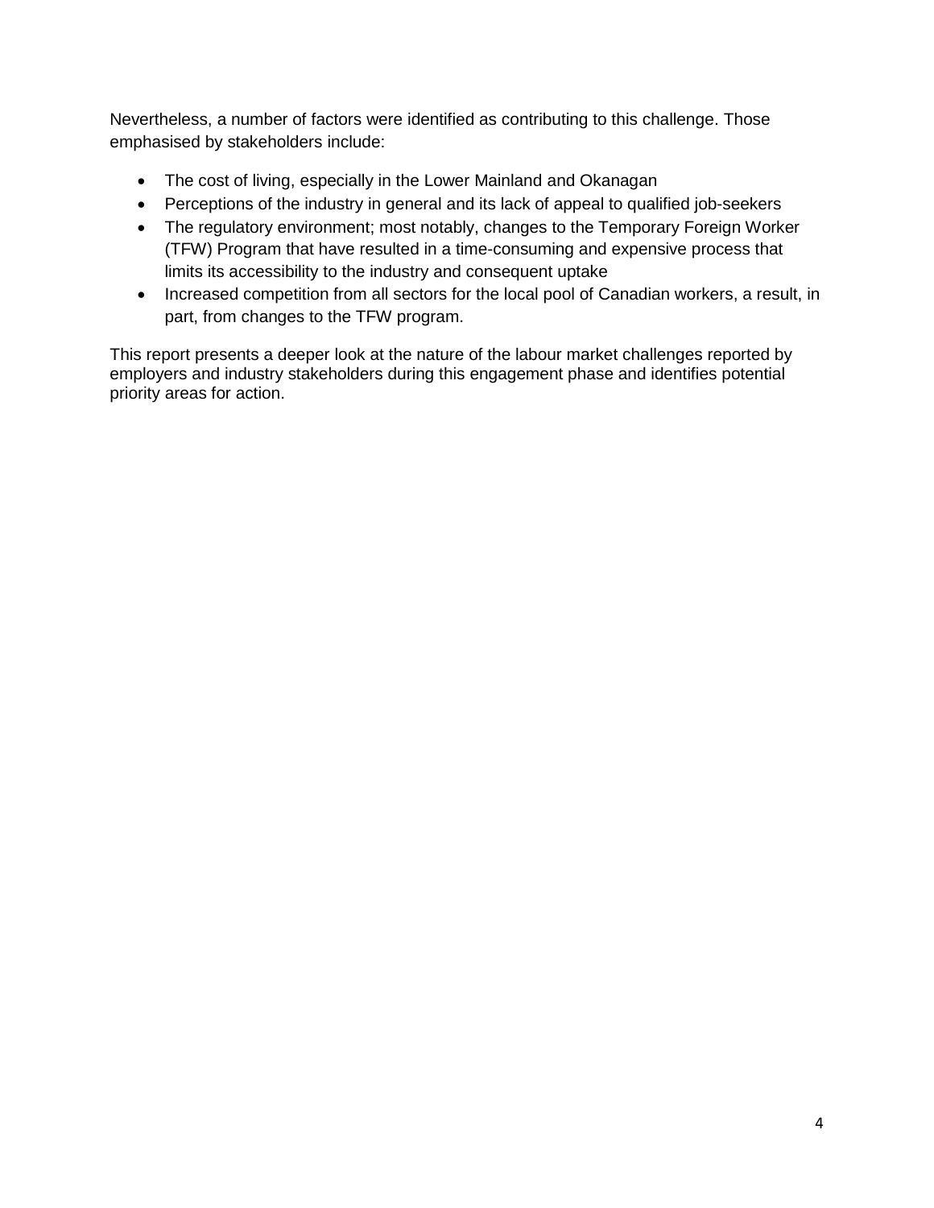Nevertheless, a number of factors were identified as contributing to this challenge. Those emphasised by stakeholders include:

- The cost of living, especially in the Lower Mainland and Okanagan
- Perceptions of the industry in general and its lack of appeal to qualified job-seekers
- The regulatory environment; most notably, changes to the Temporary Foreign Worker (TFW) Program that have resulted in a time-consuming and expensive process that limits its accessibility to the industry and consequent uptake
- Increased competition from all sectors for the local pool of Canadian workers, a result, in part, from changes to the TFW program.

This report presents a deeper look at the nature of the labour market challenges reported by employers and industry stakeholders during this engagement phase and identifies potential priority areas for action.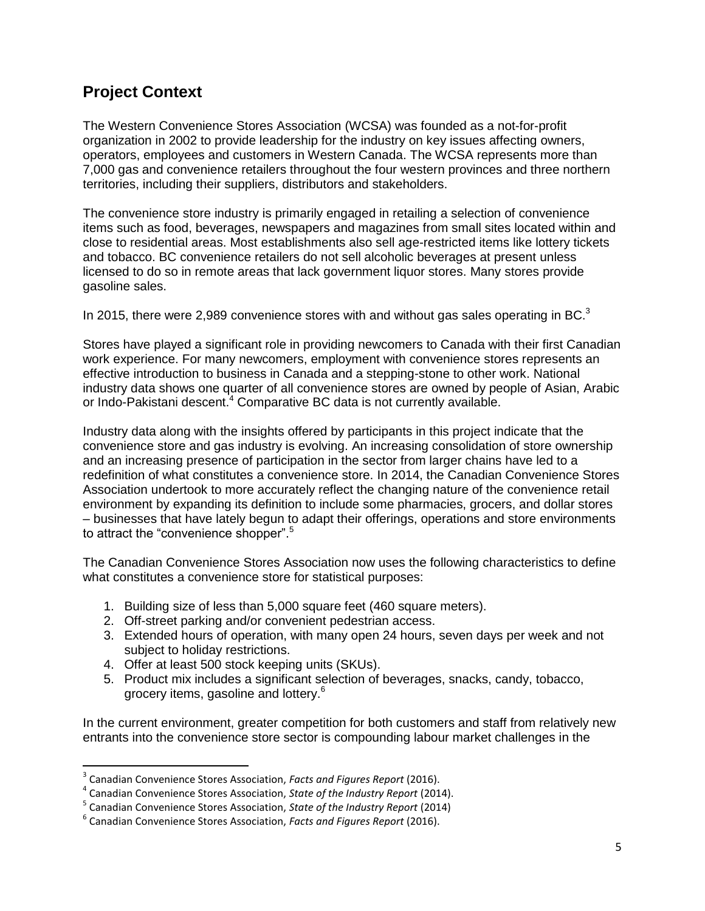## Project Context

The Western Convenience Stores Association (WCSA) was founded as a not-for-profit organization in 2002 to provide leadership for the industry on key issues affecting owners, operators, employees and customers in Western Canada. The WCSA represents more than 7,000 gas and convenience retailers throughout the four western provinces and three northern territories, including their suppliers, distributors and stakeholders.

The convenience store industry is primarily engaged in retailing a selection of convenience items such as food, beverages, newspapers and magazines from small sites located within and close to residential areas. Most establishments also sell age-restricted items like lottery tickets and tobacco. BC convenience retailers do not sell alcoholic beverages at present unless licensed to do so in remote areas that lack government liquor stores. Many stores provide gasoline sales.

In 2015, there were 2,989 convenience stores with and without gas sales operating in BC.[3]

Stores have played a significant role in providing newcomers to Canada with their first Canadian work experience. For many newcomers, employment with convenience stores represents an effective introduction to business in Canada and a stepping-stone to other work. National industry data shows one quarter of all convenience stores are owned by people of Asian, Arabic or Indo-Pakistani descent.[4] Comparative BC data is not currently available.

Industry data along with the insights offered by participants in this project indicate that the convenience store and gas industry is evolving. An increasing consolidation of store ownership and an increasing presence of participation in the sector from larger chains have led to a redefinition of what constitutes a convenience store. In 2014, the Canadian Convenience Stores Association undertook to more accurately reflect the changing nature of the convenience retail environment by expanding its definition to include some pharmacies, grocers, and dollar stores – businesses that have lately begun to adapt their offerings, operations and store environments to attract the "convenience shopper".[5]

The Canadian Convenience Stores Association now uses the following characteristics to define what constitutes a convenience store for statistical purposes:

1. Building size of less than 5,000 square feet (460 square meters).
2. Off-street parking and/or convenient pedestrian access.
3. Extended hours of operation, with many open 24 hours, seven days per week and not subject to holiday restrictions.
4. Offer at least 500 stock keeping units (SKUs).
5. Product mix includes a significant selection of beverages, snacks, candy, tobacco, grocery items, gasoline and lottery.[6]

In the current environment, greater competition for both customers and staff from relatively new entrants into the convenience store sector is compounding labour market challenges in the

---

[3] Canadian Convenience Stores Association, *Facts and Figures Report* (2016).

[4] Canadian Convenience Stores Association, *State of the Industry Report* (2014).

[5] Canadian Convenience Stores Association, *State of the Industry Report* (2014)

[6] Canadian Convenience Stores Association, *Facts and Figures Report* (2016).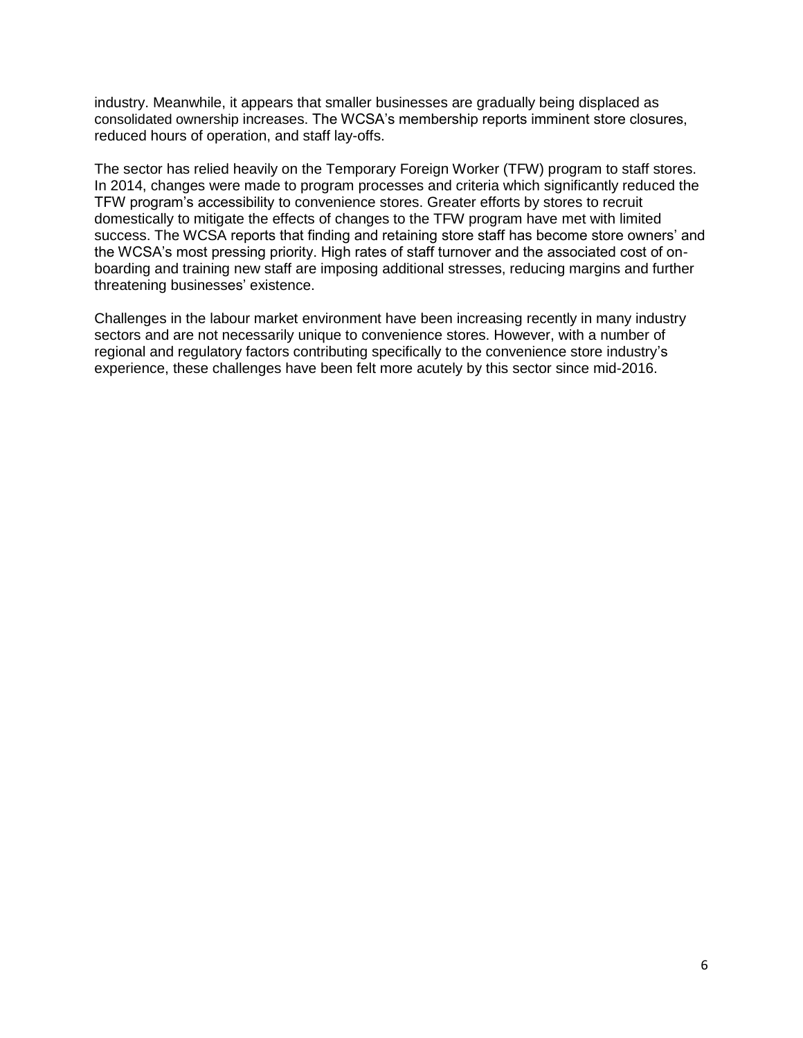industry. Meanwhile, it appears that smaller businesses are gradually being displaced as consolidated ownership increases. The WCSA's membership reports imminent store closures, reduced hours of operation, and staff lay-offs.

The sector has relied heavily on the Temporary Foreign Worker (TFW) program to staff stores. In 2014, changes were made to program processes and criteria which significantly reduced the TFW program's accessibility to convenience stores. Greater efforts by stores to recruit domestically to mitigate the effects of changes to the TFW program have met with limited success. The WCSA reports that finding and retaining store staff has become store owners' and the WCSA's most pressing priority. High rates of staff turnover and the associated cost of on-boarding and training new staff are imposing additional stresses, reducing margins and further threatening businesses' existence.

Challenges in the labour market environment have been increasing recently in many industry sectors and are not necessarily unique to convenience stores. However, with a number of regional and regulatory factors contributing specifically to the convenience store industry's experience, these challenges have been felt more acutely by this sector since mid-2016.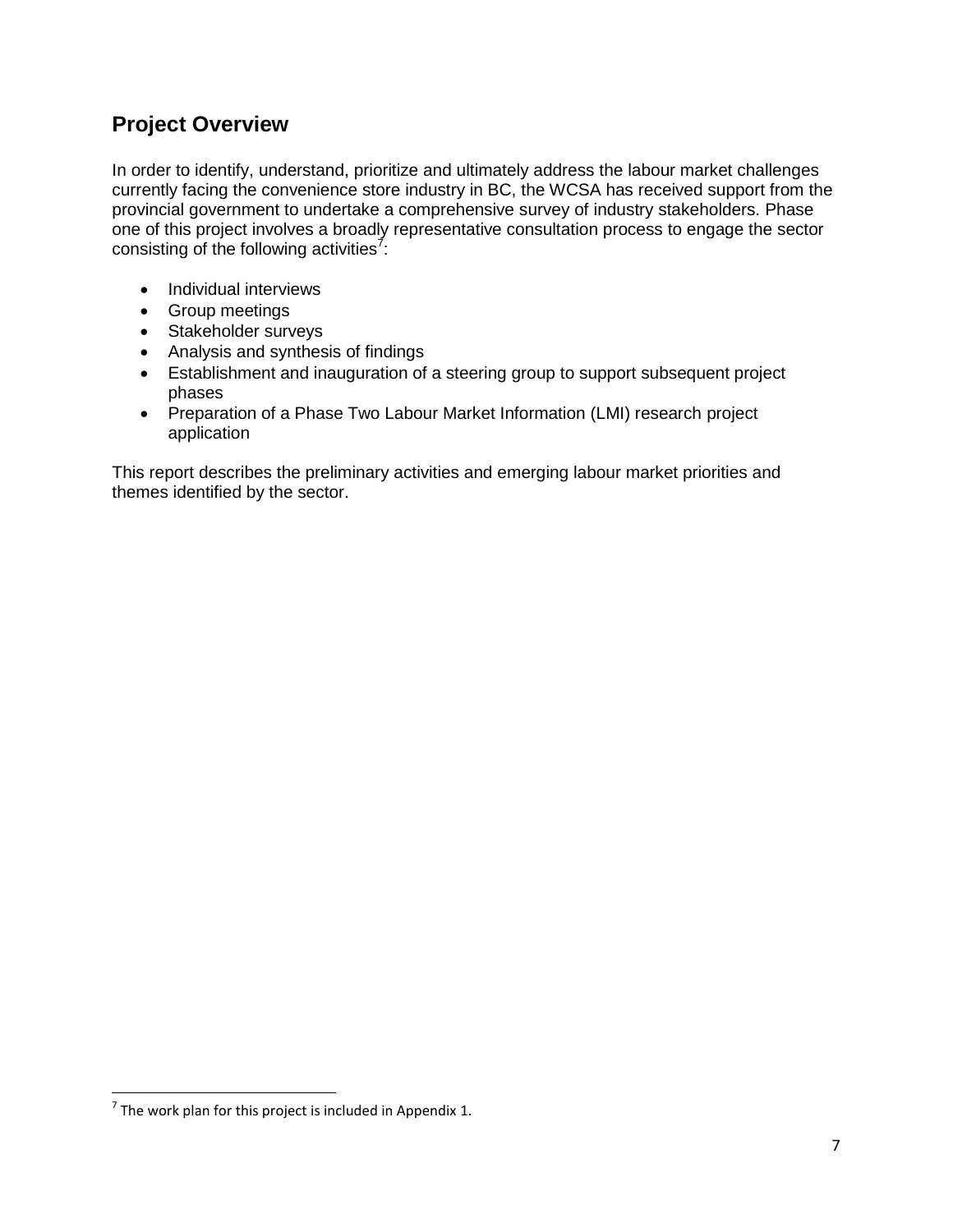## Project Overview

In order to identify, understand, prioritize and ultimately address the labour market challenges currently facing the convenience store industry in BC, the WCSA has received support from the provincial government to undertake a comprehensive survey of industry stakeholders. Phase one of this project involves a broadly representative consultation process to engage the sector consisting of the following activities[7]:

- Individual interviews
- Group meetings
- Stakeholder surveys
- Analysis and synthesis of findings
- Establishment and inauguration of a steering group to support subsequent project phases
- Preparation of a Phase Two Labour Market Information (LMI) research project application

This report describes the preliminary activities and emerging labour market priorities and themes identified by the sector.

[7] The work plan for this project is included in Appendix 1.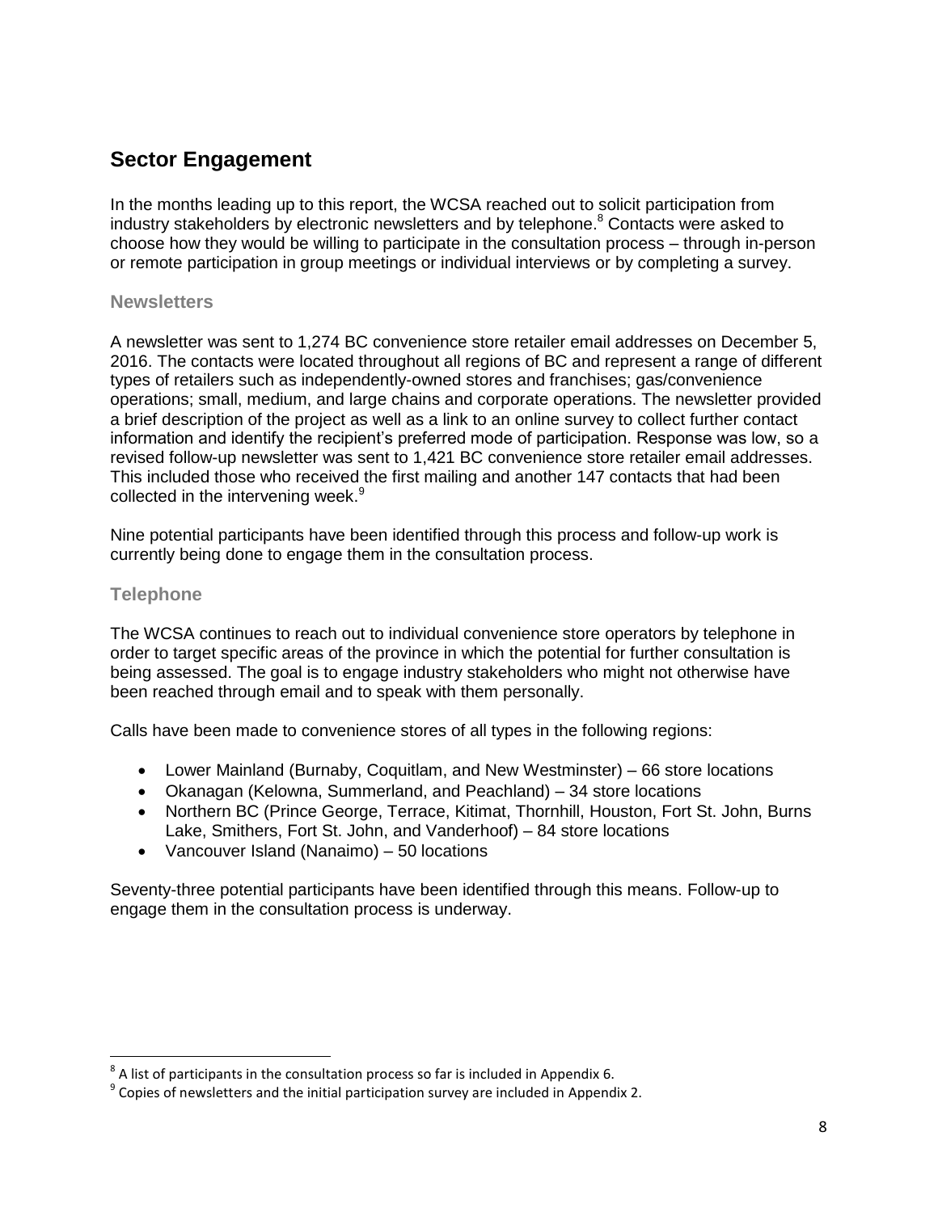## Sector Engagement

In the months leading up to this report, the WCSA reached out to solicit participation from industry stakeholders by electronic newsletters and by telephone.[8] Contacts were asked to choose how they would be willing to participate in the consultation process – through in-person or remote participation in group meetings or individual interviews or by completing a survey.

### Newsletters

A newsletter was sent to 1,274 BC convenience store retailer email addresses on December 5, 2016. The contacts were located throughout all regions of BC and represent a range of different types of retailers such as independently-owned stores and franchises; gas/convenience operations; small, medium, and large chains and corporate operations. The newsletter provided a brief description of the project as well as a link to an online survey to collect further contact information and identify the recipient's preferred mode of participation. Response was low, so a revised follow-up newsletter was sent to 1,421 BC convenience store retailer email addresses. This included those who received the first mailing and another 147 contacts that had been collected in the intervening week.[9]

Nine potential participants have been identified through this process and follow-up work is currently being done to engage them in the consultation process.

### Telephone

The WCSA continues to reach out to individual convenience store operators by telephone in order to target specific areas of the province in which the potential for further consultation is being assessed. The goal is to engage industry stakeholders who might not otherwise have been reached through email and to speak with them personally.

Calls have been made to convenience stores of all types in the following regions:

- Lower Mainland (Burnaby, Coquitlam, and New Westminster) – 66 store locations
- Okanagan (Kelowna, Summerland, and Peachland) – 34 store locations
- Northern BC (Prince George, Terrace, Kitimat, Thornhill, Houston, Fort St. John, Burns Lake, Smithers, Fort St. John, and Vanderhoof) – 84 store locations
- Vancouver Island (Nanaimo) – 50 locations

Seventy-three potential participants have been identified through this means. Follow-up to engage them in the consultation process is underway.

---

[8] A list of participants in the consultation process so far is included in Appendix 6.

[9] Copies of newsletters and the initial participation survey are included in Appendix 2.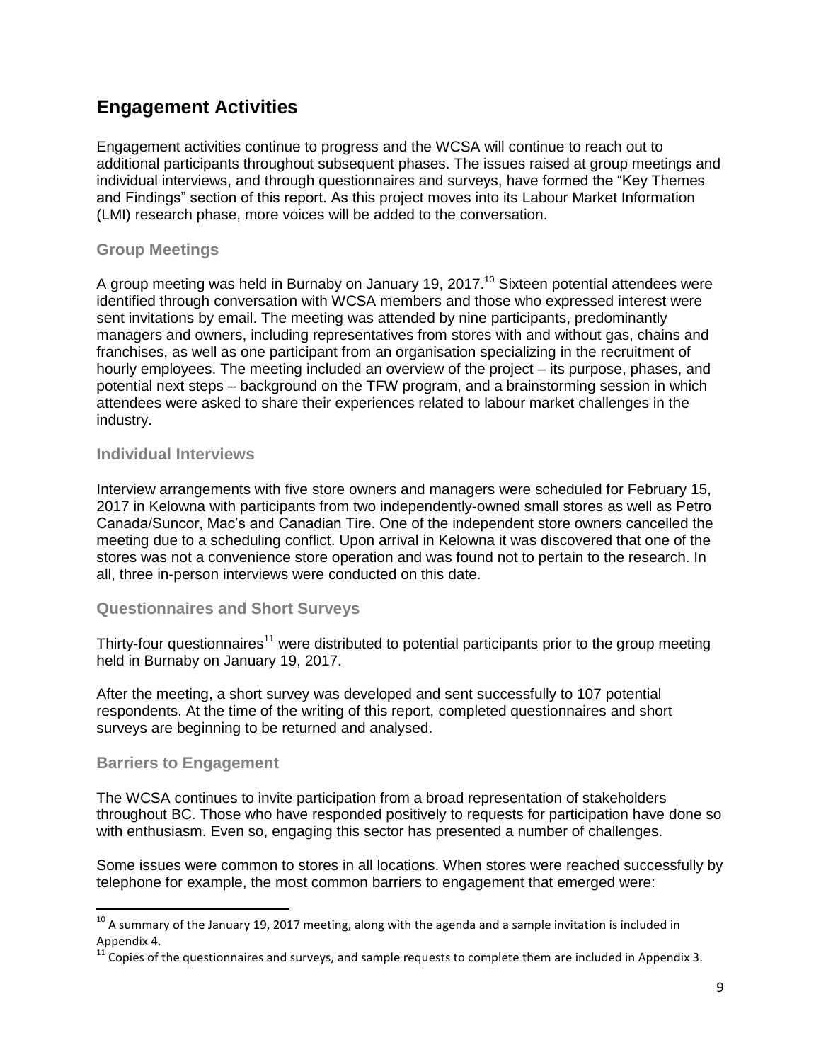## Engagement Activities

Engagement activities continue to progress and the WCSA will continue to reach out to additional participants throughout subsequent phases. The issues raised at group meetings and individual interviews, and through questionnaires and surveys, have formed the "Key Themes and Findings" section of this report. As this project moves into its Labour Market Information (LMI) research phase, more voices will be added to the conversation.

### Group Meetings

A group meeting was held in Burnaby on January 19, 2017.[10] Sixteen potential attendees were identified through conversation with WCSA members and those who expressed interest were sent invitations by email. The meeting was attended by nine participants, predominantly managers and owners, including representatives from stores with and without gas, chains and franchises, as well as one participant from an organisation specializing in the recruitment of hourly employees. The meeting included an overview of the project – its purpose, phases, and potential next steps – background on the TFW program, and a brainstorming session in which attendees were asked to share their experiences related to labour market challenges in the industry.

### Individual Interviews

Interview arrangements with five store owners and managers were scheduled for February 15, 2017 in Kelowna with participants from two independently-owned small stores as well as Petro Canada/Suncor, Mac's and Canadian Tire. One of the independent store owners cancelled the meeting due to a scheduling conflict. Upon arrival in Kelowna it was discovered that one of the stores was not a convenience store operation and was found not to pertain to the research. In all, three in-person interviews were conducted on this date.

### Questionnaires and Short Surveys

Thirty-four questionnaires[11] were distributed to potential participants prior to the group meeting held in Burnaby on January 19, 2017.

After the meeting, a short survey was developed and sent successfully to 107 potential respondents. At the time of the writing of this report, completed questionnaires and short surveys are beginning to be returned and analysed.

### Barriers to Engagement

The WCSA continues to invite participation from a broad representation of stakeholders throughout BC. Those who have responded positively to requests for participation have done so with enthusiasm. Even so, engaging this sector has presented a number of challenges.

Some issues were common to stores in all locations. When stores were reached successfully by telephone for example, the most common barriers to engagement that emerged were:

---

[10] A summary of the January 19, 2017 meeting, along with the agenda and a sample invitation is included in Appendix 4.

[11] Copies of the questionnaires and surveys, and sample requests to complete them are included in Appendix 3.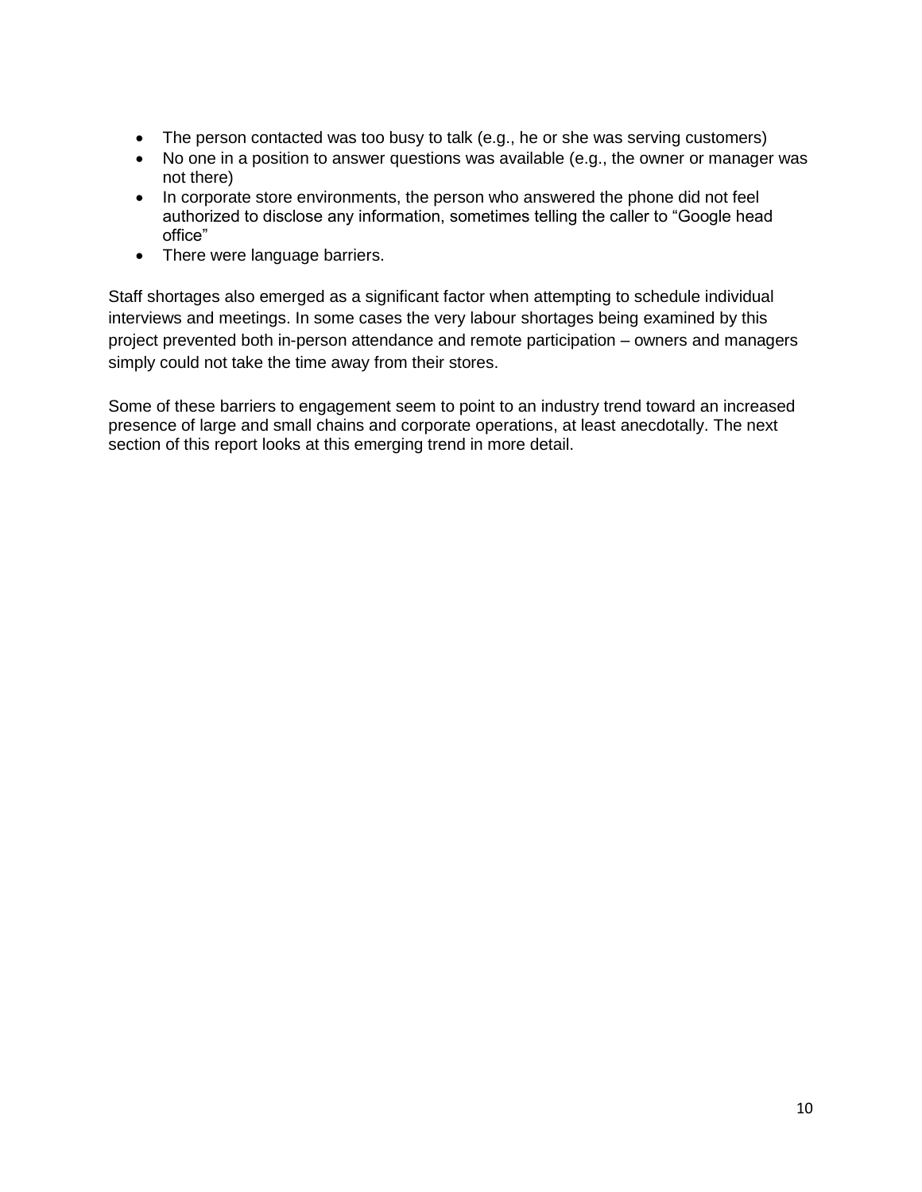- The person contacted was too busy to talk (e.g., he or she was serving customers)
- No one in a position to answer questions was available (e.g., the owner or manager was not there)
- In corporate store environments, the person who answered the phone did not feel authorized to disclose any information, sometimes telling the caller to “Google head office”
- There were language barriers.

Staff shortages also emerged as a significant factor when attempting to schedule individual interviews and meetings. In some cases the very labour shortages being examined by this project prevented both in-person attendance and remote participation – owners and managers simply could not take the time away from their stores.

Some of these barriers to engagement seem to point to an industry trend toward an increased presence of large and small chains and corporate operations, at least anecdotally. The next section of this report looks at this emerging trend in more detail.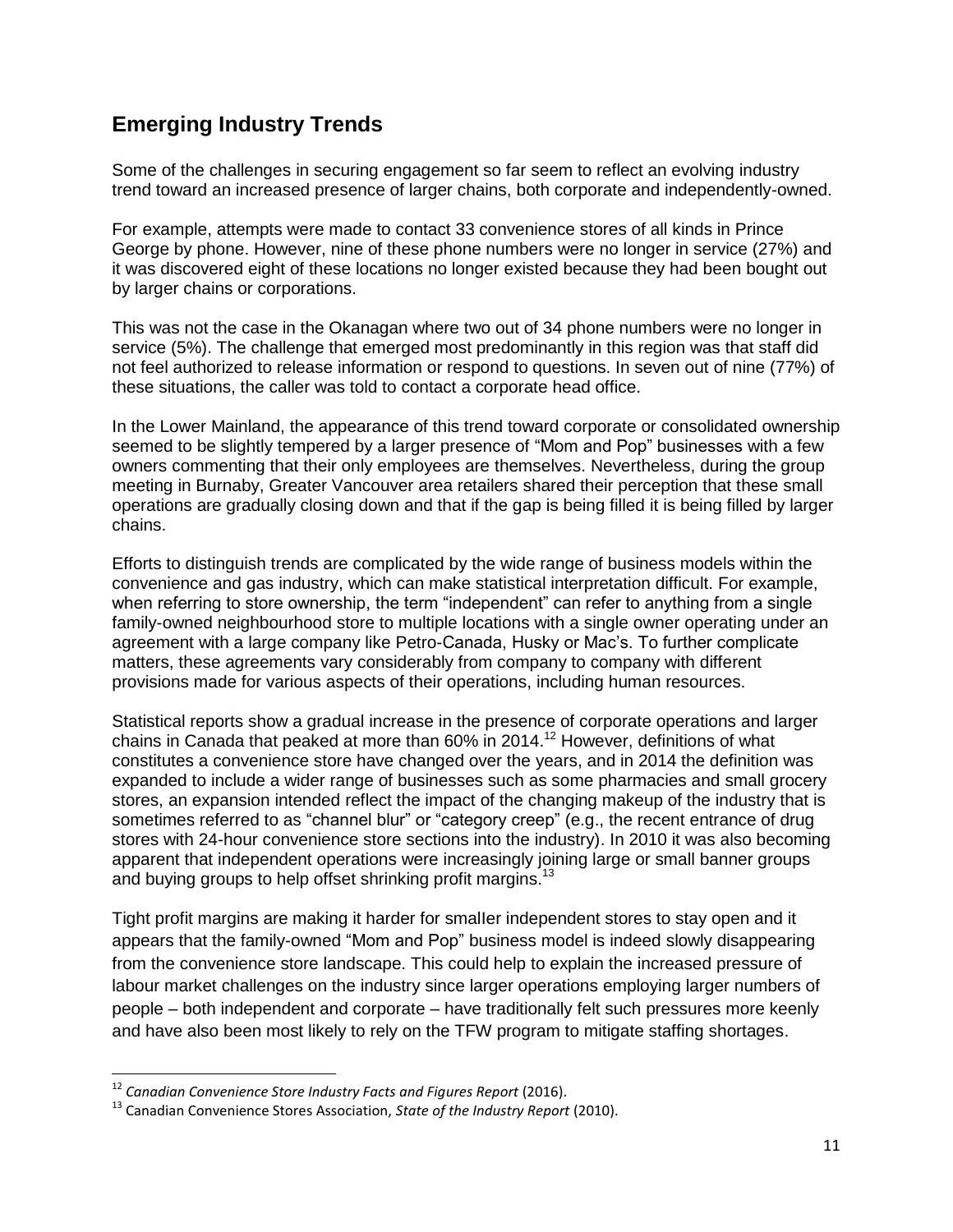## Emerging Industry Trends

Some of the challenges in securing engagement so far seem to reflect an evolving industry trend toward an increased presence of larger chains, both corporate and independently-owned.

For example, attempts were made to contact 33 convenience stores of all kinds in Prince George by phone. However, nine of these phone numbers were no longer in service (27%) and it was discovered eight of these locations no longer existed because they had been bought out by larger chains or corporations.

This was not the case in the Okanagan where two out of 34 phone numbers were no longer in service (5%). The challenge that emerged most predominantly in this region was that staff did not feel authorized to release information or respond to questions. In seven out of nine (77%) of these situations, the caller was told to contact a corporate head office.

In the Lower Mainland, the appearance of this trend toward corporate or consolidated ownership seemed to be slightly tempered by a larger presence of "Mom and Pop" businesses with a few owners commenting that their only employees are themselves. Nevertheless, during the group meeting in Burnaby, Greater Vancouver area retailers shared their perception that these small operations are gradually closing down and that if the gap is being filled it is being filled by larger chains.

Efforts to distinguish trends are complicated by the wide range of business models within the convenience and gas industry, which can make statistical interpretation difficult. For example, when referring to store ownership, the term "independent" can refer to anything from a single family-owned neighbourhood store to multiple locations with a single owner operating under an agreement with a large company like Petro-Canada, Husky or Mac's. To further complicate matters, these agreements vary considerably from company to company with different provisions made for various aspects of their operations, including human resources.

Statistical reports show a gradual increase in the presence of corporate operations and larger chains in Canada that peaked at more than 60% in 2014.[12] However, definitions of what constitutes a convenience store have changed over the years, and in 2014 the definition was expanded to include a wider range of businesses such as some pharmacies and small grocery stores, an expansion intended reflect the impact of the changing makeup of the industry that is sometimes referred to as "channel blur" or "category creep" (e.g., the recent entrance of drug stores with 24-hour convenience store sections into the industry). In 2010 it was also becoming apparent that independent operations were increasingly joining large or small banner groups and buying groups to help offset shrinking profit margins.[13]

Tight profit margins are making it harder for smaller independent stores to stay open and it appears that the family-owned "Mom and Pop" business model is indeed slowly disappearing from the convenience store landscape. This could help to explain the increased pressure of labour market challenges on the industry since larger operations employing larger numbers of people – both independent and corporate – have traditionally felt such pressures more keenly and have also been most likely to rely on the TFW program to mitigate staffing shortages.

---

[12] *Canadian Convenience Store Industry Facts and Figures Report* (2016).

[13] Canadian Convenience Stores Association, *State of the Industry Report* (2010).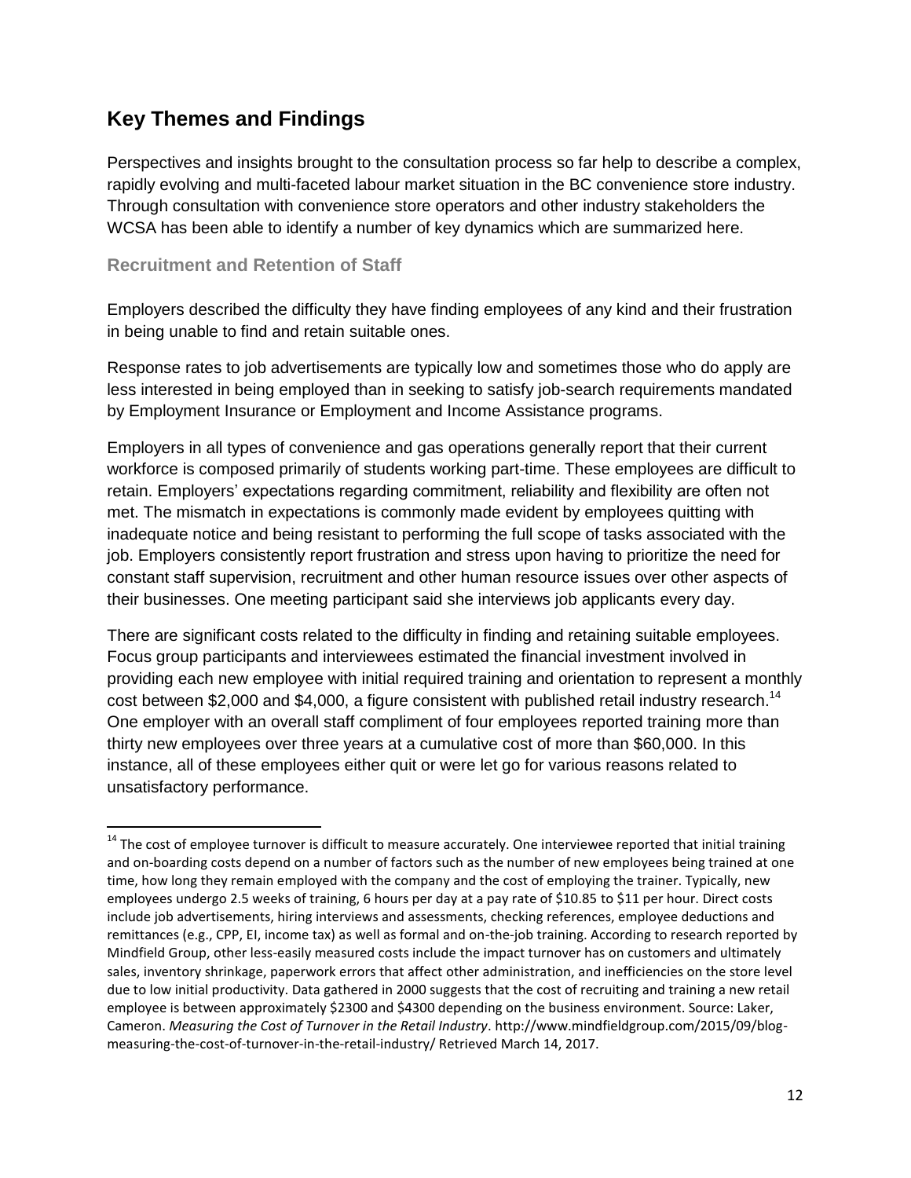## Key Themes and Findings

Perspectives and insights brought to the consultation process so far help to describe a complex, rapidly evolving and multi-faceted labour market situation in the BC convenience store industry. Through consultation with convenience store operators and other industry stakeholders the WCSA has been able to identify a number of key dynamics which are summarized here.

### Recruitment and Retention of Staff

Employers described the difficulty they have finding employees of any kind and their frustration in being unable to find and retain suitable ones.

Response rates to job advertisements are typically low and sometimes those who do apply are less interested in being employed than in seeking to satisfy job-search requirements mandated by Employment Insurance or Employment and Income Assistance programs.

Employers in all types of convenience and gas operations generally report that their current workforce is composed primarily of students working part-time. These employees are difficult to retain. Employers' expectations regarding commitment, reliability and flexibility are often not met. The mismatch in expectations is commonly made evident by employees quitting with inadequate notice and being resistant to performing the full scope of tasks associated with the job. Employers consistently report frustration and stress upon having to prioritize the need for constant staff supervision, recruitment and other human resource issues over other aspects of their businesses. One meeting participant said she interviews job applicants every day.

There are significant costs related to the difficulty in finding and retaining suitable employees. Focus group participants and interviewees estimated the financial investment involved in providing each new employee with initial required training and orientation to represent a monthly cost between $2,000 and $4,000, a figure consistent with published retail industry research.[14] One employer with an overall staff compliment of four employees reported training more than thirty new employees over three years at a cumulative cost of more than $60,000. In this instance, all of these employees either quit or were let go for various reasons related to unsatisfactory performance.

---

[14] The cost of employee turnover is difficult to measure accurately. One interviewee reported that initial training and on-boarding costs depend on a number of factors such as the number of new employees being trained at one time, how long they remain employed with the company and the cost of employing the trainer. Typically, new employees undergo 2.5 weeks of training, 6 hours per day at a pay rate of $10.85 to $11 per hour. Direct costs include job advertisements, hiring interviews and assessments, checking references, employee deductions and remittances (e.g., CPP, EI, income tax) as well as formal and on-the-job training. According to research reported by Mindfield Group, other less-easily measured costs include the impact turnover has on customers and ultimately sales, inventory shrinkage, paperwork errors that affect other administration, and inefficiencies on the store level due to low initial productivity. Data gathered in 2000 suggests that the cost of recruiting and training a new retail employee is between approximately $2300 and $4300 depending on the business environment. Source: Laker, Cameron. *Measuring the Cost of Turnover in the Retail Industry*. http://www.mindfieldgroup.com/2015/09/blog-measuring-the-cost-of-turnover-in-the-retail-industry/ Retrieved March 14, 2017.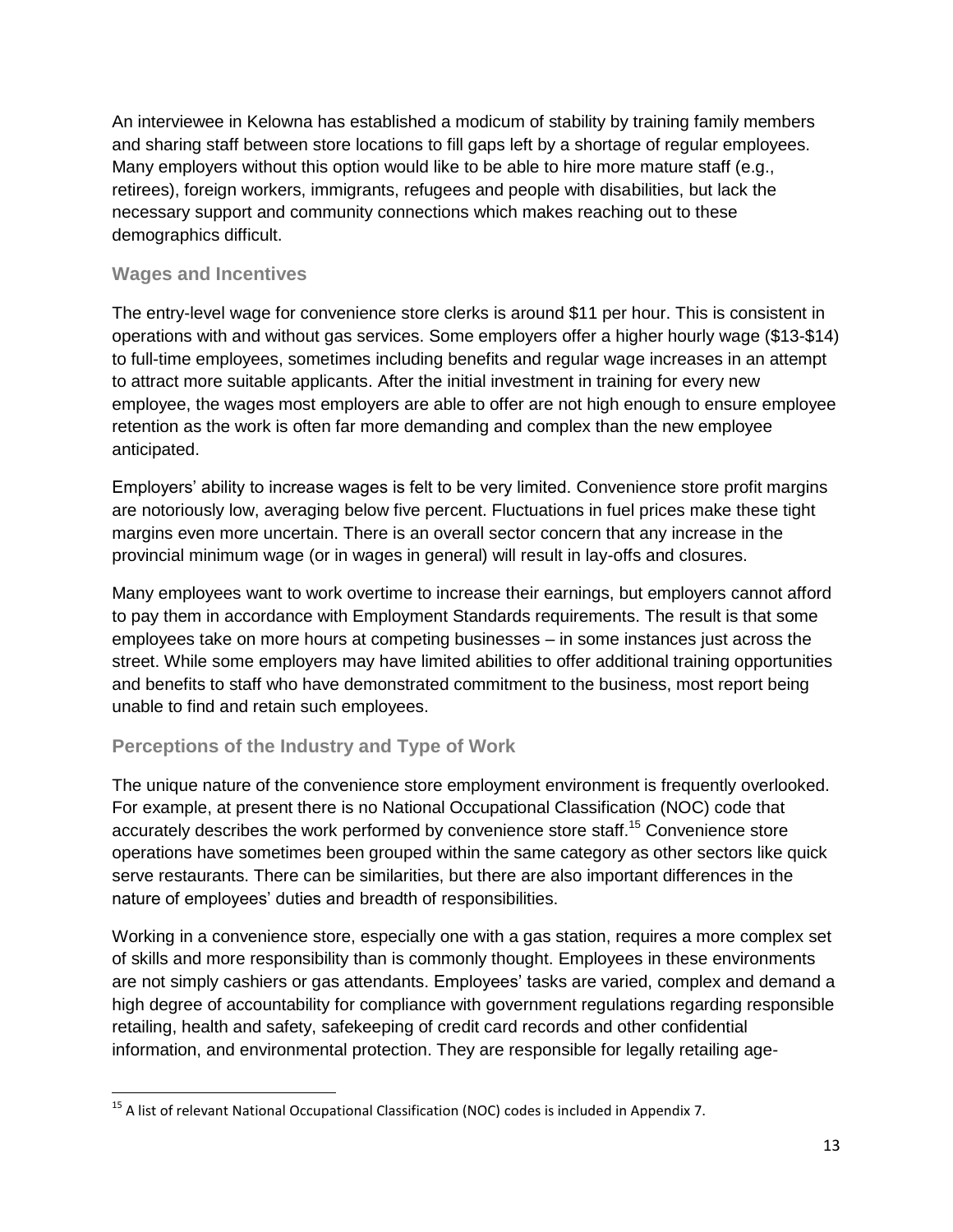An interviewee in Kelowna has established a modicum of stability by training family members and sharing staff between store locations to fill gaps left by a shortage of regular employees. Many employers without this option would like to be able to hire more mature staff (e.g., retirees), foreign workers, immigrants, refugees and people with disabilities, but lack the necessary support and community connections which makes reaching out to these demographics difficult.

### Wages and Incentives

The entry-level wage for convenience store clerks is around $11 per hour. This is consistent in operations with and without gas services. Some employers offer a higher hourly wage ($13-$14) to full-time employees, sometimes including benefits and regular wage increases in an attempt to attract more suitable applicants. After the initial investment in training for every new employee, the wages most employers are able to offer are not high enough to ensure employee retention as the work is often far more demanding and complex than the new employee anticipated.

Employers' ability to increase wages is felt to be very limited. Convenience store profit margins are notoriously low, averaging below five percent. Fluctuations in fuel prices make these tight margins even more uncertain. There is an overall sector concern that any increase in the provincial minimum wage (or in wages in general) will result in lay-offs and closures.

Many employees want to work overtime to increase their earnings, but employers cannot afford to pay them in accordance with Employment Standards requirements. The result is that some employees take on more hours at competing businesses – in some instances just across the street. While some employers may have limited abilities to offer additional training opportunities and benefits to staff who have demonstrated commitment to the business, most report being unable to find and retain such employees.

### Perceptions of the Industry and Type of Work

The unique nature of the convenience store employment environment is frequently overlooked. For example, at present there is no National Occupational Classification (NOC) code that accurately describes the work performed by convenience store staff.[15] Convenience store operations have sometimes been grouped within the same category as other sectors like quick serve restaurants. There can be similarities, but there are also important differences in the nature of employees' duties and breadth of responsibilities.

Working in a convenience store, especially one with a gas station, requires a more complex set of skills and more responsibility than is commonly thought. Employees in these environments are not simply cashiers or gas attendants. Employees' tasks are varied, complex and demand a high degree of accountability for compliance with government regulations regarding responsible retailing, health and safety, safekeeping of credit card records and other confidential information, and environmental protection. They are responsible for legally retailing age-

[15] A list of relevant National Occupational Classification (NOC) codes is included in Appendix 7.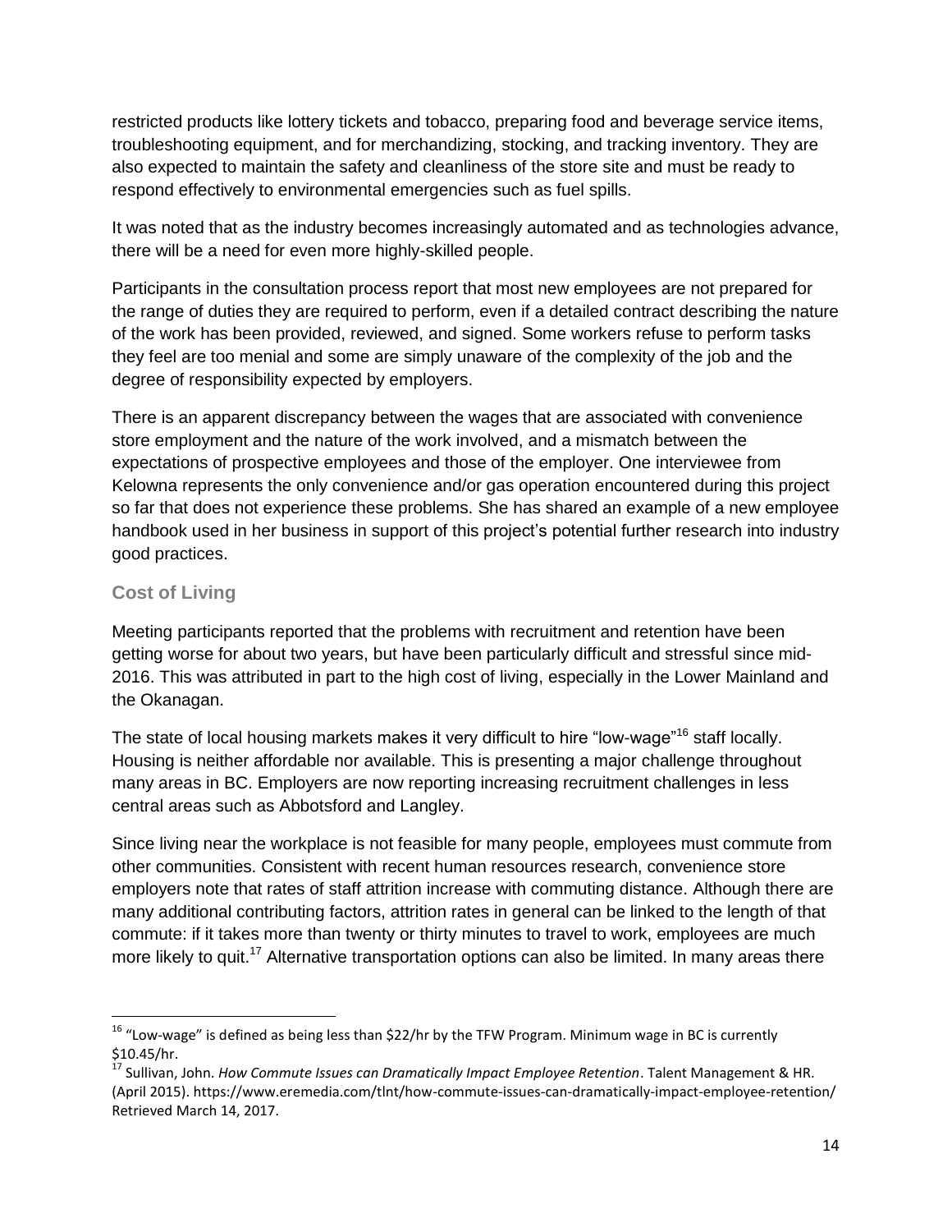restricted products like lottery tickets and tobacco, preparing food and beverage service items, troubleshooting equipment, and for merchandizing, stocking, and tracking inventory. They are also expected to maintain the safety and cleanliness of the store site and must be ready to respond effectively to environmental emergencies such as fuel spills.

It was noted that as the industry becomes increasingly automated and as technologies advance, there will be a need for even more highly-skilled people.

Participants in the consultation process report that most new employees are not prepared for the range of duties they are required to perform, even if a detailed contract describing the nature of the work has been provided, reviewed, and signed. Some workers refuse to perform tasks they feel are too menial and some are simply unaware of the complexity of the job and the degree of responsibility expected by employers.

There is an apparent discrepancy between the wages that are associated with convenience store employment and the nature of the work involved, and a mismatch between the expectations of prospective employees and those of the employer. One interviewee from Kelowna represents the only convenience and/or gas operation encountered during this project so far that does not experience these problems. She has shared an example of a new employee handbook used in her business in support of this project's potential further research into industry good practices.

### Cost of Living

Meeting participants reported that the problems with recruitment and retention have been getting worse for about two years, but have been particularly difficult and stressful since mid-2016. This was attributed in part to the high cost of living, especially in the Lower Mainland and the Okanagan.

The state of local housing markets makes it very difficult to hire "low-wage"[16] staff locally. Housing is neither affordable nor available. This is presenting a major challenge throughout many areas in BC. Employers are now reporting increasing recruitment challenges in less central areas such as Abbotsford and Langley.

Since living near the workplace is not feasible for many people, employees must commute from other communities. Consistent with recent human resources research, convenience store employers note that rates of staff attrition increase with commuting distance. Although there are many additional contributing factors, attrition rates in general can be linked to the length of that commute: if it takes more than twenty or thirty minutes to travel to work, employees are much more likely to quit.[17] Alternative transportation options can also be limited. In many areas there

---

[16] "Low-wage" is defined as being less than $22/hr by the TFW Program. Minimum wage in BC is currently $10.45/hr.

[17] Sullivan, John. *How Commute Issues can Dramatically Impact Employee Retention*. Talent Management & HR. (April 2015). https://www.eremedia.com/tlnt/how-commute-issues-can-dramatically-impact-employee-retention/ Retrieved March 14, 2017.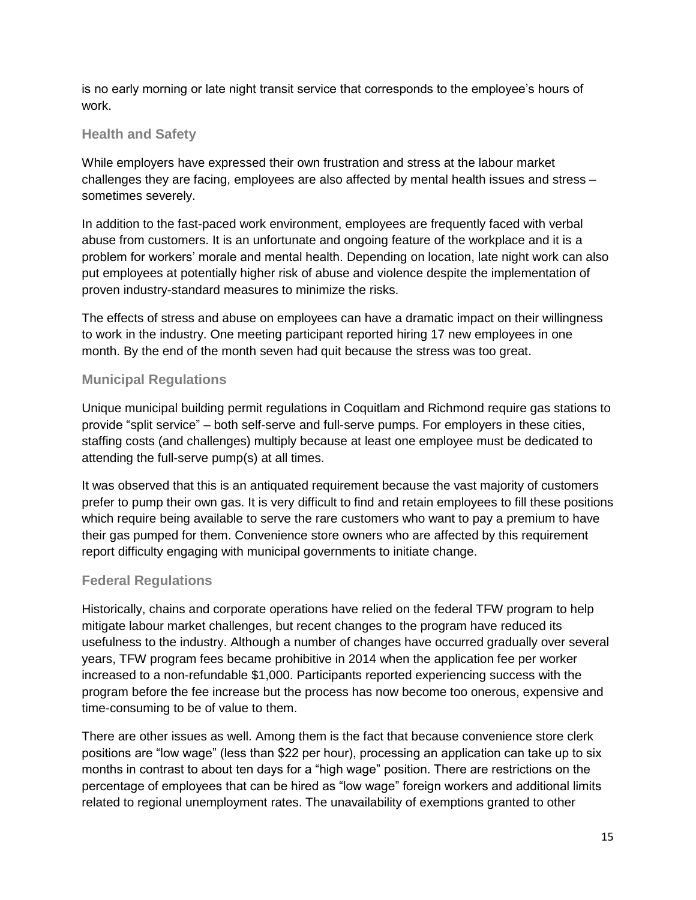is no early morning or late night transit service that corresponds to the employee's hours of work.

### Health and Safety

While employers have expressed their own frustration and stress at the labour market challenges they are facing, employees are also affected by mental health issues and stress – sometimes severely.

In addition to the fast-paced work environment, employees are frequently faced with verbal abuse from customers. It is an unfortunate and ongoing feature of the workplace and it is a problem for workers' morale and mental health. Depending on location, late night work can also put employees at potentially higher risk of abuse and violence despite the implementation of proven industry-standard measures to minimize the risks.

The effects of stress and abuse on employees can have a dramatic impact on their willingness to work in the industry. One meeting participant reported hiring 17 new employees in one month. By the end of the month seven had quit because the stress was too great.

### Municipal Regulations

Unique municipal building permit regulations in Coquitlam and Richmond require gas stations to provide "split service" – both self-serve and full-serve pumps. For employers in these cities, staffing costs (and challenges) multiply because at least one employee must be dedicated to attending the full-serve pump(s) at all times.

It was observed that this is an antiquated requirement because the vast majority of customers prefer to pump their own gas. It is very difficult to find and retain employees to fill these positions which require being available to serve the rare customers who want to pay a premium to have their gas pumped for them. Convenience store owners who are affected by this requirement report difficulty engaging with municipal governments to initiate change.

### Federal Regulations

Historically, chains and corporate operations have relied on the federal TFW program to help mitigate labour market challenges, but recent changes to the program have reduced its usefulness to the industry. Although a number of changes have occurred gradually over several years, TFW program fees became prohibitive in 2014 when the application fee per worker increased to a non-refundable $1,000. Participants reported experiencing success with the program before the fee increase but the process has now become too onerous, expensive and time-consuming to be of value to them.

There are other issues as well. Among them is the fact that because convenience store clerk positions are "low wage" (less than $22 per hour), processing an application can take up to six months in contrast to about ten days for a "high wage" position. There are restrictions on the percentage of employees that can be hired as "low wage" foreign workers and additional limits related to regional unemployment rates. The unavailability of exemptions granted to other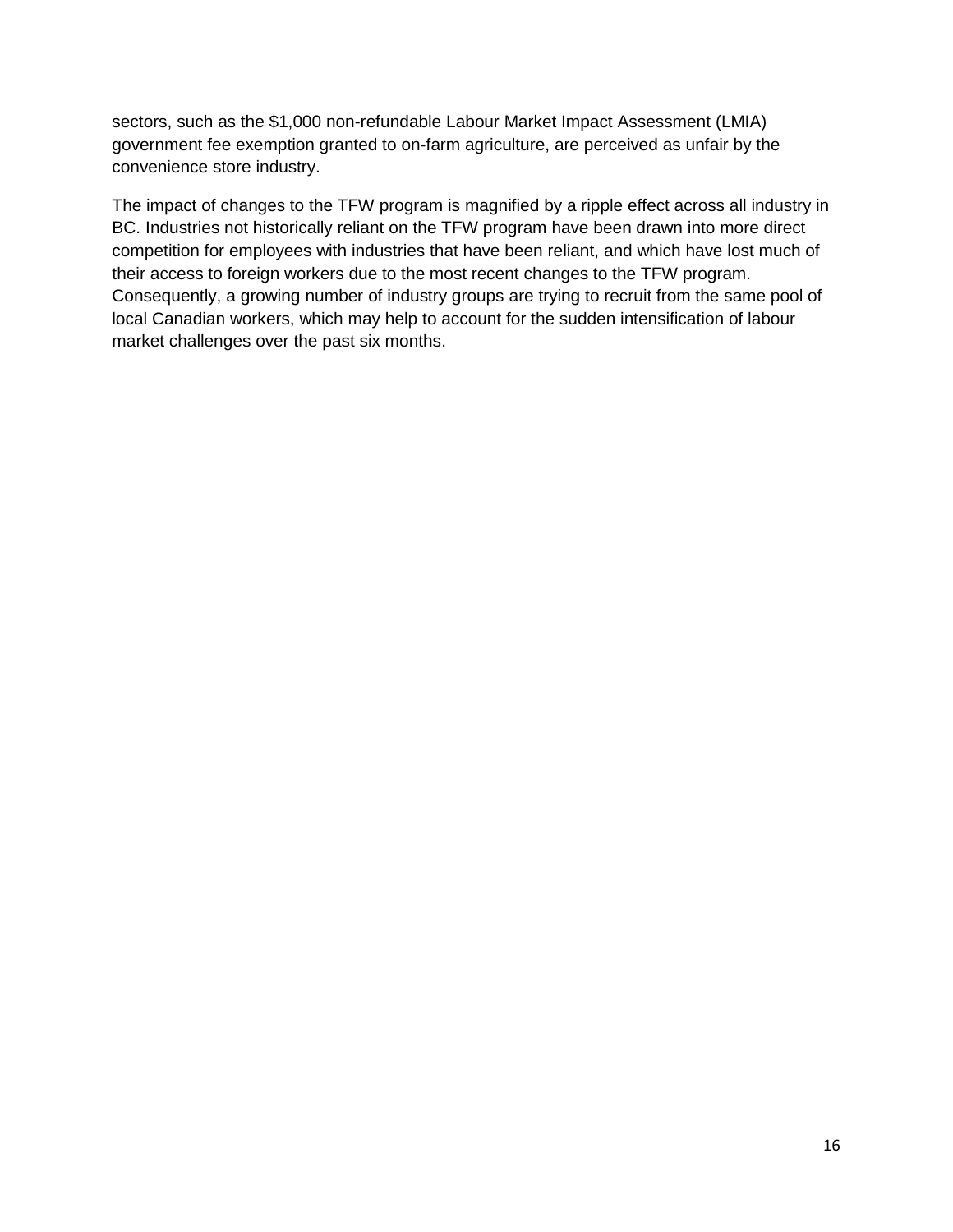sectors, such as the $1,000 non-refundable Labour Market Impact Assessment (LMIA) government fee exemption granted to on-farm agriculture, are perceived as unfair by the convenience store industry.

The impact of changes to the TFW program is magnified by a ripple effect across all industry in BC. Industries not historically reliant on the TFW program have been drawn into more direct competition for employees with industries that have been reliant, and which have lost much of their access to foreign workers due to the most recent changes to the TFW program. Consequently, a growing number of industry groups are trying to recruit from the same pool of local Canadian workers, which may help to account for the sudden intensification of labour market challenges over the past six months.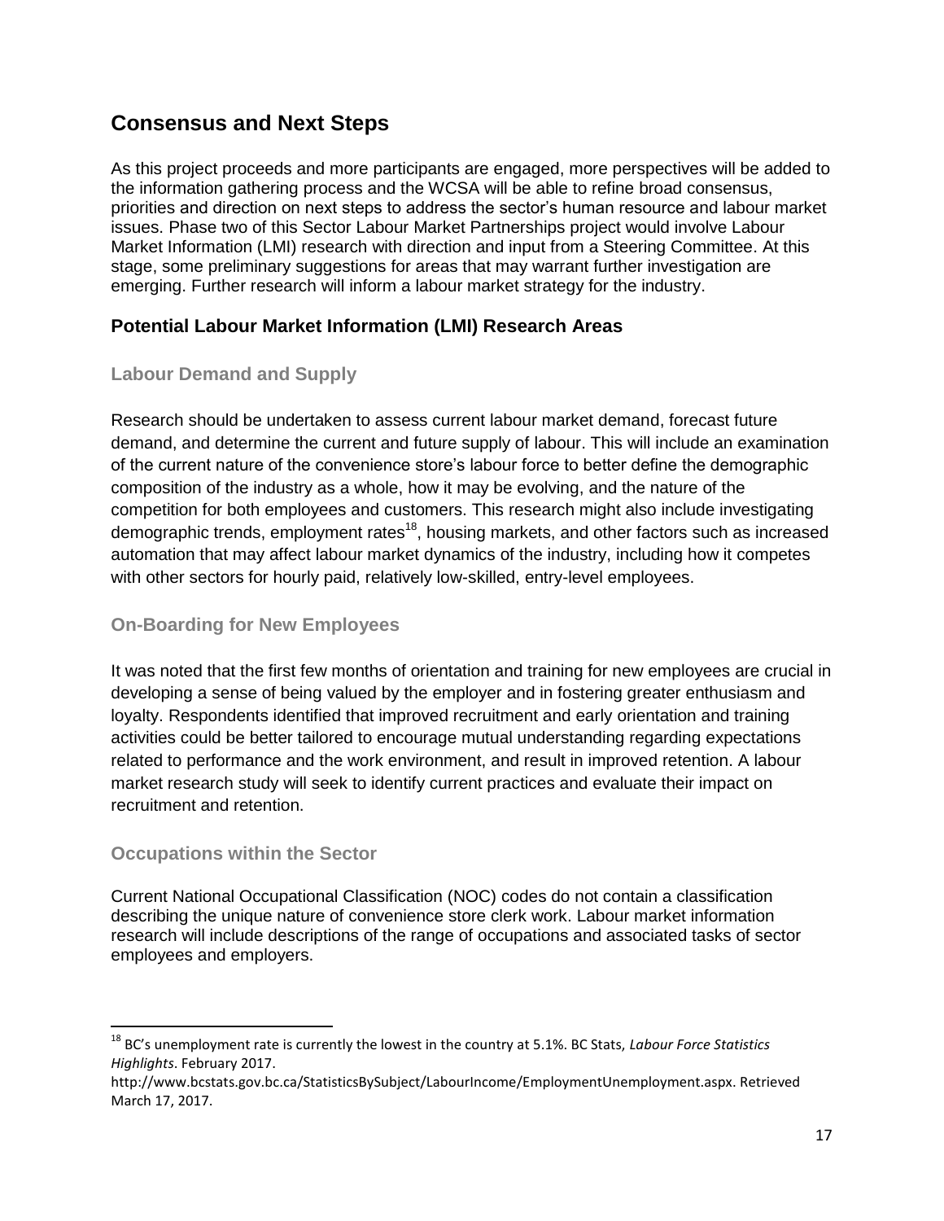## Consensus and Next Steps

As this project proceeds and more participants are engaged, more perspectives will be added to the information gathering process and the WCSA will be able to refine broad consensus, priorities and direction on next steps to address the sector's human resource and labour market issues. Phase two of this Sector Labour Market Partnerships project would involve Labour Market Information (LMI) research with direction and input from a Steering Committee. At this stage, some preliminary suggestions for areas that may warrant further investigation are emerging. Further research will inform a labour market strategy for the industry.

### Potential Labour Market Information (LMI) Research Areas

#### Labour Demand and Supply

Research should be undertaken to assess current labour market demand, forecast future demand, and determine the current and future supply of labour. This will include an examination of the current nature of the convenience store's labour force to better define the demographic composition of the industry as a whole, how it may be evolving, and the nature of the competition for both employees and customers. This research might also include investigating demographic trends, employment rates[18], housing markets, and other factors such as increased automation that may affect labour market dynamics of the industry, including how it competes with other sectors for hourly paid, relatively low-skilled, entry-level employees.

#### On-Boarding for New Employees

It was noted that the first few months of orientation and training for new employees are crucial in developing a sense of being valued by the employer and in fostering greater enthusiasm and loyalty. Respondents identified that improved recruitment and early orientation and training activities could be better tailored to encourage mutual understanding regarding expectations related to performance and the work environment, and result in improved retention. A labour market research study will seek to identify current practices and evaluate their impact on recruitment and retention.

#### Occupations within the Sector

Current National Occupational Classification (NOC) codes do not contain a classification describing the unique nature of convenience store clerk work. Labour market information research will include descriptions of the range of occupations and associated tasks of sector employees and employers.

---

[18] BC's unemployment rate is currently the lowest in the country at 5.1%. BC Stats, *Labour Force Statistics Highlights*. February 2017. http://www.bcstats.gov.bc.ca/StatisticsBySubject/LabourIncome/EmploymentUnemployment.aspx. Retrieved March 17, 2017.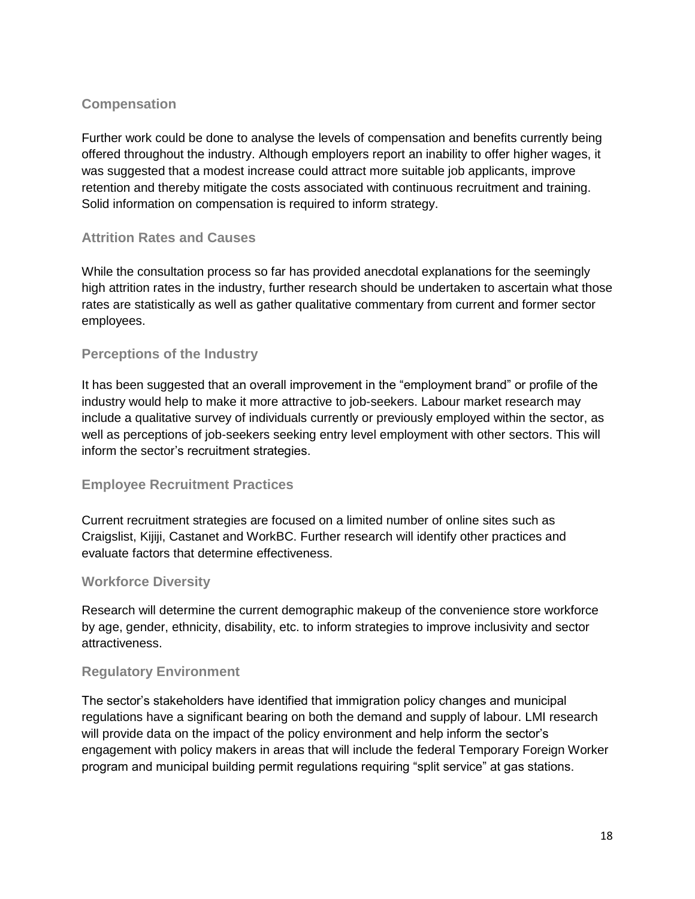### Compensation

Further work could be done to analyse the levels of compensation and benefits currently being offered throughout the industry. Although employers report an inability to offer higher wages, it was suggested that a modest increase could attract more suitable job applicants, improve retention and thereby mitigate the costs associated with continuous recruitment and training. Solid information on compensation is required to inform strategy.

### Attrition Rates and Causes

While the consultation process so far has provided anecdotal explanations for the seemingly high attrition rates in the industry, further research should be undertaken to ascertain what those rates are statistically as well as gather qualitative commentary from current and former sector employees.

### Perceptions of the Industry

It has been suggested that an overall improvement in the "employment brand" or profile of the industry would help to make it more attractive to job-seekers. Labour market research may include a qualitative survey of individuals currently or previously employed within the sector, as well as perceptions of job-seekers seeking entry level employment with other sectors. This will inform the sector's recruitment strategies.

### Employee Recruitment Practices

Current recruitment strategies are focused on a limited number of online sites such as Craigslist, Kijiji, Castanet and WorkBC. Further research will identify other practices and evaluate factors that determine effectiveness.

### Workforce Diversity

Research will determine the current demographic makeup of the convenience store workforce by age, gender, ethnicity, disability, etc. to inform strategies to improve inclusivity and sector attractiveness.

### Regulatory Environment

The sector's stakeholders have identified that immigration policy changes and municipal regulations have a significant bearing on both the demand and supply of labour. LMI research will provide data on the impact of the policy environment and help inform the sector's engagement with policy makers in areas that will include the federal Temporary Foreign Worker program and municipal building permit regulations requiring "split service" at gas stations.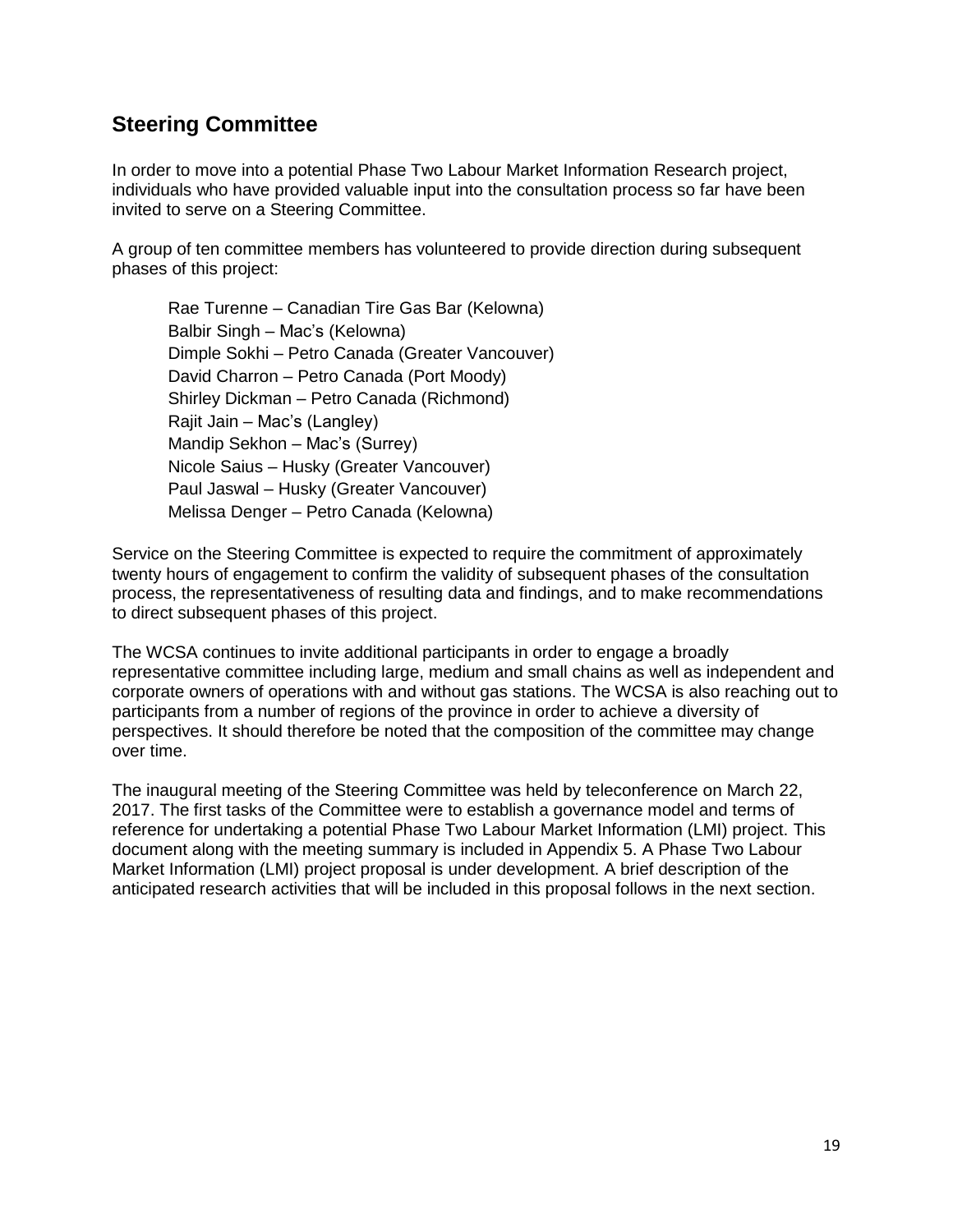## Steering Committee

In order to move into a potential Phase Two Labour Market Information Research project, individuals who have provided valuable input into the consultation process so far have been invited to serve on a Steering Committee.

A group of ten committee members has volunteered to provide direction during subsequent phases of this project:

Rae Turenne – Canadian Tire Gas Bar (Kelowna)
Balbir Singh – Mac's (Kelowna)
Dimple Sokhi – Petro Canada (Greater Vancouver)
David Charron – Petro Canada (Port Moody)
Shirley Dickman – Petro Canada (Richmond)
Rajit Jain – Mac's (Langley)
Mandip Sekhon – Mac's (Surrey)
Nicole Saius – Husky (Greater Vancouver)
Paul Jaswal – Husky (Greater Vancouver)
Melissa Denger – Petro Canada (Kelowna)

Service on the Steering Committee is expected to require the commitment of approximately twenty hours of engagement to confirm the validity of subsequent phases of the consultation process, the representativeness of resulting data and findings, and to make recommendations to direct subsequent phases of this project.

The WCSA continues to invite additional participants in order to engage a broadly representative committee including large, medium and small chains as well as independent and corporate owners of operations with and without gas stations. The WCSA is also reaching out to participants from a number of regions of the province in order to achieve a diversity of perspectives. It should therefore be noted that the composition of the committee may change over time.

The inaugural meeting of the Steering Committee was held by teleconference on March 22, 2017. The first tasks of the Committee were to establish a governance model and terms of reference for undertaking a potential Phase Two Labour Market Information (LMI) project. This document along with the meeting summary is included in Appendix 5. A Phase Two Labour Market Information (LMI) project proposal is under development. A brief description of the anticipated research activities that will be included in this proposal follows in the next section.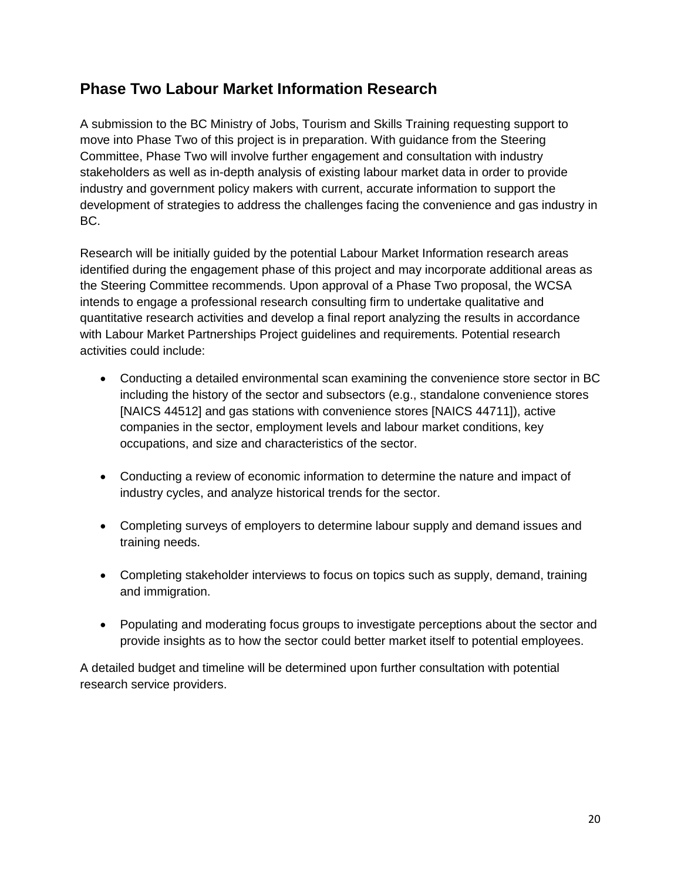## Phase Two Labour Market Information Research

A submission to the BC Ministry of Jobs, Tourism and Skills Training requesting support to move into Phase Two of this project is in preparation. With guidance from the Steering Committee, Phase Two will involve further engagement and consultation with industry stakeholders as well as in-depth analysis of existing labour market data in order to provide industry and government policy makers with current, accurate information to support the development of strategies to address the challenges facing the convenience and gas industry in BC.

Research will be initially guided by the potential Labour Market Information research areas identified during the engagement phase of this project and may incorporate additional areas as the Steering Committee recommends. Upon approval of a Phase Two proposal, the WCSA intends to engage a professional research consulting firm to undertake qualitative and quantitative research activities and develop a final report analyzing the results in accordance with Labour Market Partnerships Project guidelines and requirements. Potential research activities could include:

- Conducting a detailed environmental scan examining the convenience store sector in BC including the history of the sector and subsectors (e.g., standalone convenience stores [NAICS 44512] and gas stations with convenience stores [NAICS 44711]), active companies in the sector, employment levels and labour market conditions, key occupations, and size and characteristics of the sector.

- Conducting a review of economic information to determine the nature and impact of industry cycles, and analyze historical trends for the sector.

- Completing surveys of employers to determine labour supply and demand issues and training needs.

- Completing stakeholder interviews to focus on topics such as supply, demand, training and immigration.

- Populating and moderating focus groups to investigate perceptions about the sector and provide insights as to how the sector could better market itself to potential employees.

A detailed budget and timeline will be determined upon further consultation with potential research service providers.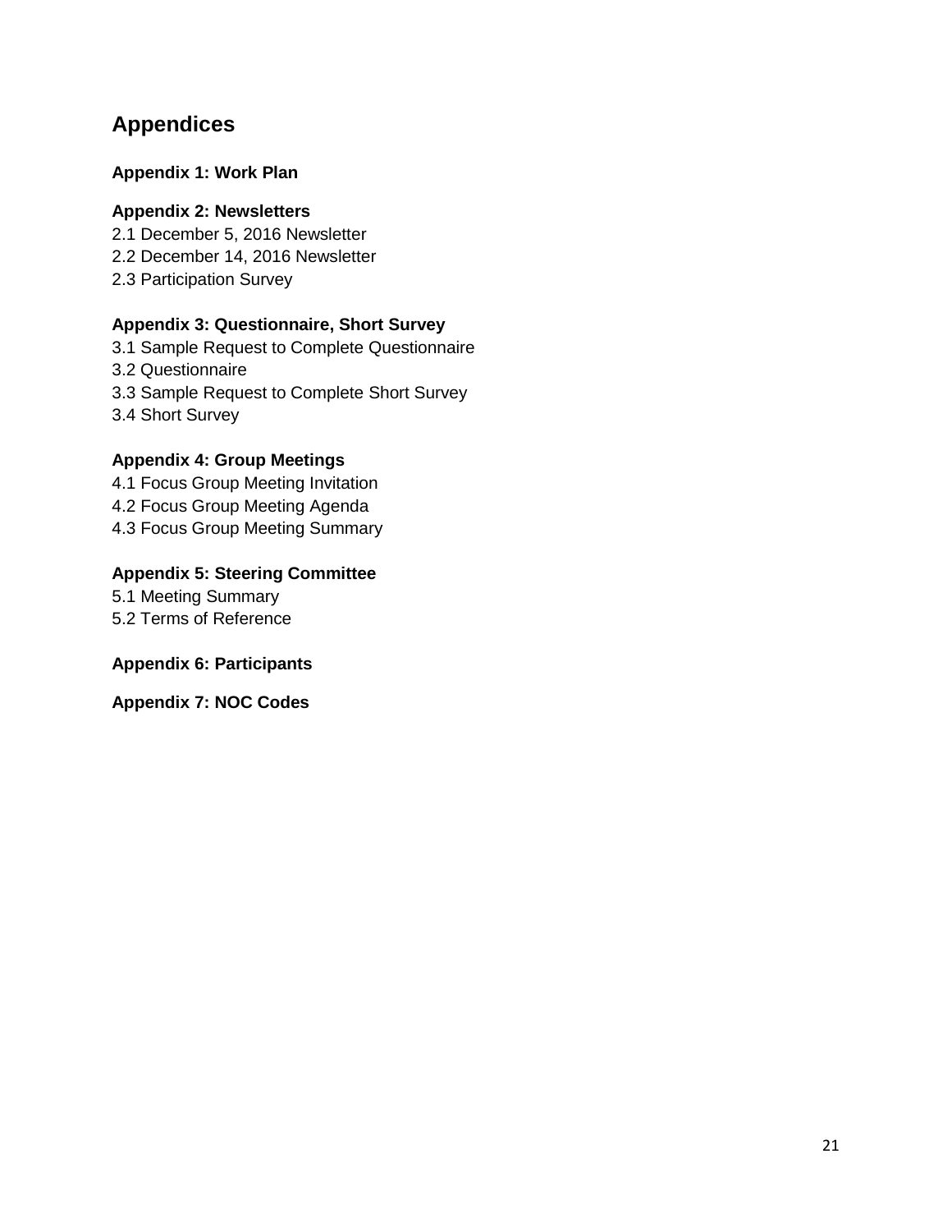# Appendices

**Appendix 1: Work Plan**

**Appendix 2: Newsletters**

2.1 December 5, 2016 Newsletter
2.2 December 14, 2016 Newsletter
2.3 Participation Survey

**Appendix 3: Questionnaire, Short Survey**

3.1 Sample Request to Complete Questionnaire
3.2 Questionnaire
3.3 Sample Request to Complete Short Survey
3.4 Short Survey

**Appendix 4: Group Meetings**

4.1 Focus Group Meeting Invitation
4.2 Focus Group Meeting Agenda
4.3 Focus Group Meeting Summary

**Appendix 5: Steering Committee**

5.1 Meeting Summary
5.2 Terms of Reference

**Appendix 6: Participants**

**Appendix 7: NOC Codes**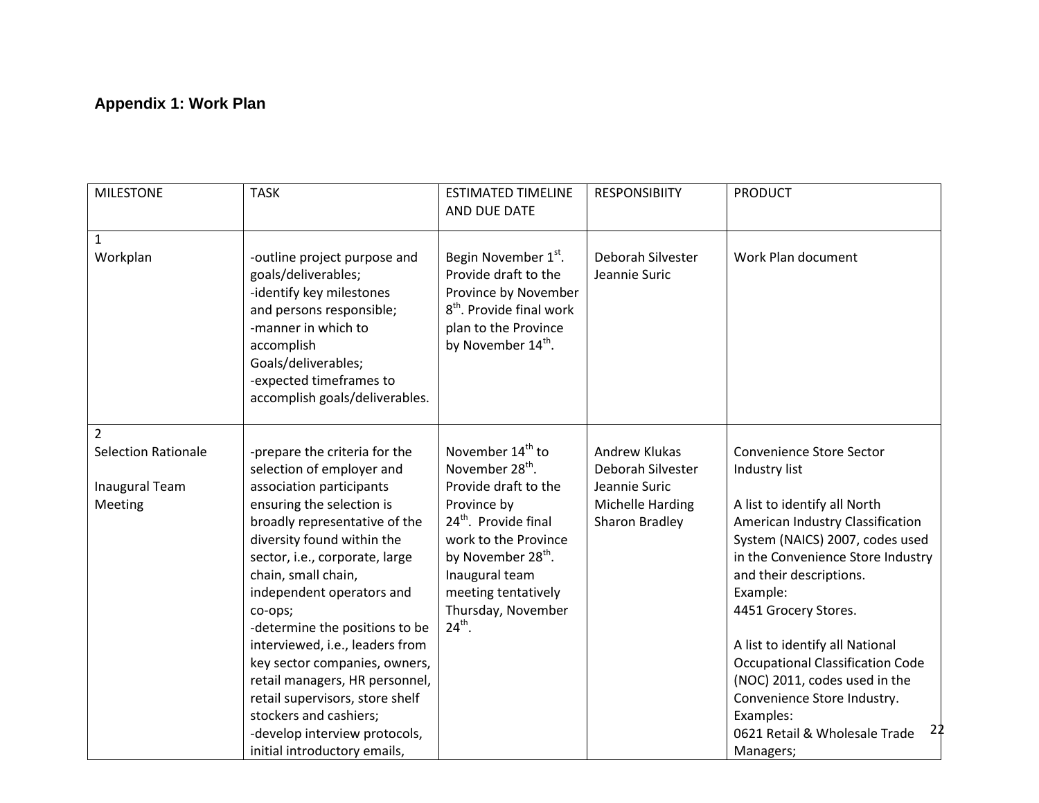## Appendix 1: Work Plan

| MILESTONE | TASK | ESTIMATED TIMELINE AND DUE DATE | RESPONSIBIITY | PRODUCT |
|---|---|---|---|---|
| 1<br>Workplan | -outline project purpose and goals/deliverables;<br>-identify key milestones and persons responsible;<br>-manner in which to accomplish Goals/deliverables;<br>-expected timeframes to accomplish goals/deliverables. | Begin November 1st. Provide draft to the Province by November 8th. Provide final work plan to the Province by November 14th. | Deborah Silvester<br>Jeannie Suric | Work Plan document |
| 2<br>Selection Rationale<br><br>Inaugural Team Meeting | -prepare the criteria for the selection of employer and association participants ensuring the selection is broadly representative of the diversity found within the sector, i.e., corporate, large chain, small chain, independent operators and co-ops;<br>-determine the positions to be interviewed, i.e., leaders from key sector companies, owners, retail managers, HR personnel, retail supervisors, store shelf stockers and cashiers;<br>-develop interview protocols, initial introductory emails, | November 14th to November 28th. Provide draft to the Province by 24th. Provide final work to the Province by November 28th. Inaugural team meeting tentatively Thursday, November 24th. | Andrew Klukas<br>Deborah Silvester<br>Jeannie Suric<br>Michelle Harding<br>Sharon Bradley | Convenience Store Sector Industry list<br><br>A list to identify all North American Industry Classification System (NAICS) 2007, codes used in the Convenience Store Industry and their descriptions.<br>Example:<br>4451 Grocery Stores.<br><br>A list to identify all National Occupational Classification Code (NOC) 2011, codes used in the Convenience Store Industry.<br>Examples:<br>0621 Retail & Wholesale Trade Managers; |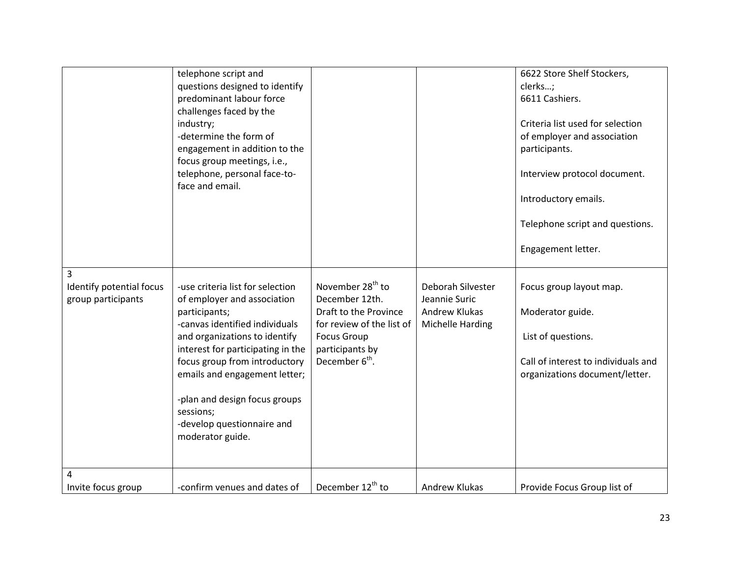| | | | | |
|---|---|---|---|---|
| | telephone script and questions designed to identify predominant labour force challenges faced by the industry;<br>-determine the form of engagement in addition to the focus group meetings, i.e., telephone, personal face-to-face and email. | | | 6622 Store Shelf Stockers, clerks…;<br>6611 Cashiers.<br><br>Criteria list used for selection of employer and association participants.<br><br>Interview protocol document.<br><br>Introductory emails.<br><br>Telephone script and questions.<br><br>Engagement letter. |
| 3<br>Identify potential focus group participants | -use criteria list for selection of employer and association participants;<br>-canvas identified individuals and organizations to identify interest for participating in the focus group from introductory emails and engagement letter;<br><br>-plan and design focus groups sessions;<br>-develop questionnaire and moderator guide. | November 28th to December 12th.<br>Draft to the Province for review of the list of Focus Group participants by December 6th. | Deborah Silvester<br>Jeannie Suric<br>Andrew Klukas<br>Michelle Harding | Focus group layout map.<br><br>Moderator guide.<br><br>List of questions.<br><br>Call of interest to individuals and organizations document/letter. |
| 4<br>Invite focus group | -confirm venues and dates of | December 12th to | Andrew Klukas | Provide Focus Group list of |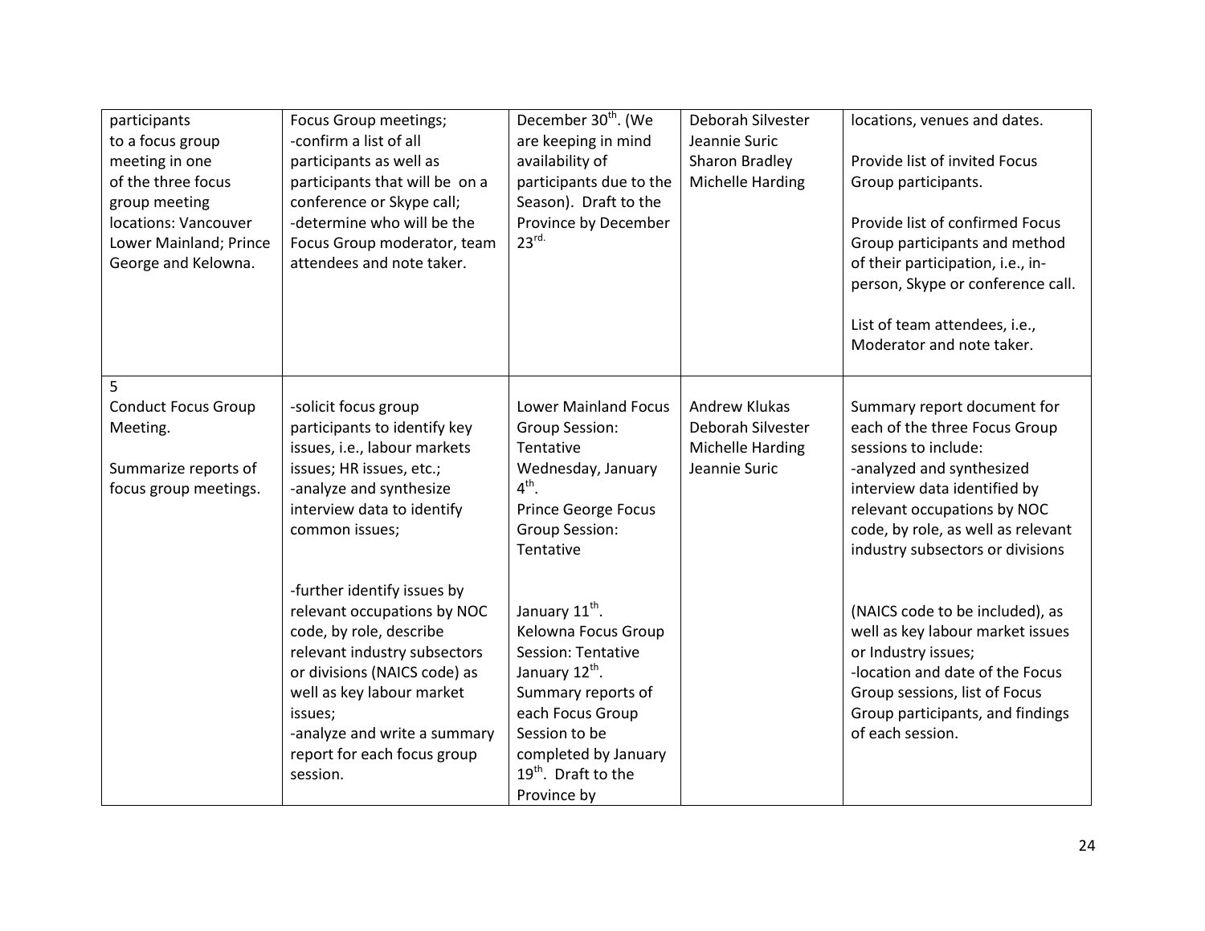| participants to a focus group meeting in one of the three focus group meeting locations: Vancouver Lower Mainland; Prince George and Kelowna. | Focus Group meetings; -confirm a list of all participants as well as participants that will be on a conference or Skype call; -determine who will be the Focus Group moderator, team attendees and note taker. | December 30th. (We are keeping in mind availability of participants due to the Season). Draft to the Province by December 23rd. | Deborah Silvester Jeannie Suric Sharon Bradley Michelle Harding | locations, venues and dates. Provide list of invited Focus Group participants. Provide list of confirmed Focus Group participants and method of their participation, i.e., in-person, Skype or conference call. List of team attendees, i.e., Moderator and note taker. |
|---|---|---|---|---|
| 5 Conduct Focus Group Meeting. Summarize reports of focus group meetings. | -solicit focus group participants to identify key issues, i.e., labour markets issues; HR issues, etc.; -analyze and synthesize interview data to identify common issues; -further identify issues by relevant occupations by NOC code, by role, describe relevant industry subsectors or divisions (NAICS code) as well as key labour market issues; -analyze and write a summary report for each focus group session. | Lower Mainland Focus Group Session: Tentative Wednesday, January 4th. Prince George Focus Group Session: Tentative January 11th. Kelowna Focus Group Session: Tentative January 12th. Summary reports of each Focus Group Session to be completed by January 19th. Draft to the Province by | Andrew Klukas Deborah Silvester Michelle Harding Jeannie Suric | Summary report document for each of the three Focus Group sessions to include: -analyzed and synthesized interview data identified by relevant occupations by NOC code, by role, as well as relevant industry subsectors or divisions (NAICS code to be included), as well as key labour market issues or Industry issues; -location and date of the Focus Group sessions, list of Focus Group participants, and findings of each session. |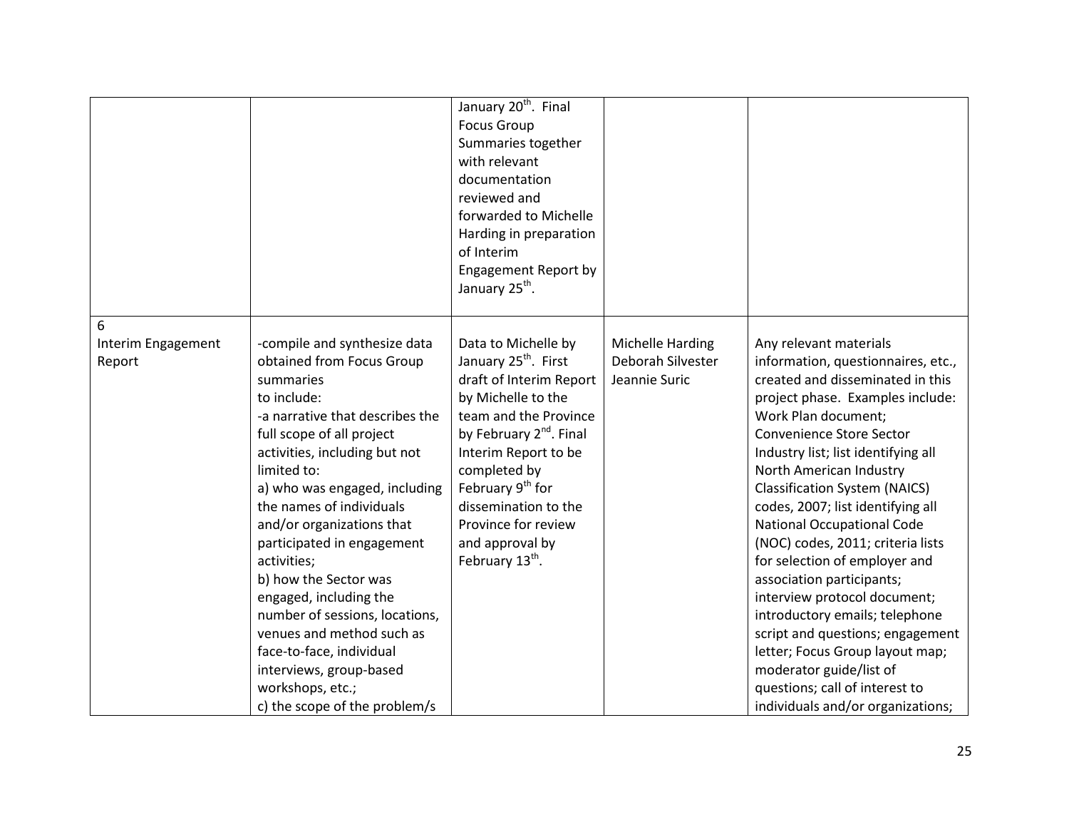| | | | | |
|---|---|---|---|---|
| | | January 20th. Final Focus Group Summaries together with relevant documentation reviewed and forwarded to Michelle Harding in preparation of Interim Engagement Report by January 25th. | | |
| 6<br>Interim Engagement Report | -compile and synthesize data obtained from Focus Group summaries<br>to include:<br>-a narrative that describes the full scope of all project activities, including but not limited to:<br>a) who was engaged, including the names of individuals and/or organizations that participated in engagement activities;<br>b) how the Sector was engaged, including the number of sessions, locations, venues and method such as face-to-face, individual interviews, group-based workshops, etc.;<br>c) the scope of the problem/s | Data to Michelle by January 25th. First draft of Interim Report by Michelle to the team and the Province by February 2nd. Final Interim Report to be completed by February 9th for dissemination to the Province for review and approval by February 13th. | Michelle Harding<br>Deborah Silvester<br>Jeannie Suric | Any relevant materials information, questionnaires, etc., created and disseminated in this project phase. Examples include: Work Plan document; Convenience Store Sector Industry list; list identifying all North American Industry Classification System (NAICS) codes, 2007; list identifying all National Occupational Code (NOC) codes, 2011; criteria lists for selection of employer and association participants; interview protocol document; introductory emails; telephone script and questions; engagement letter; Focus Group layout map; moderator guide/list of questions; call of interest to individuals and/or organizations; |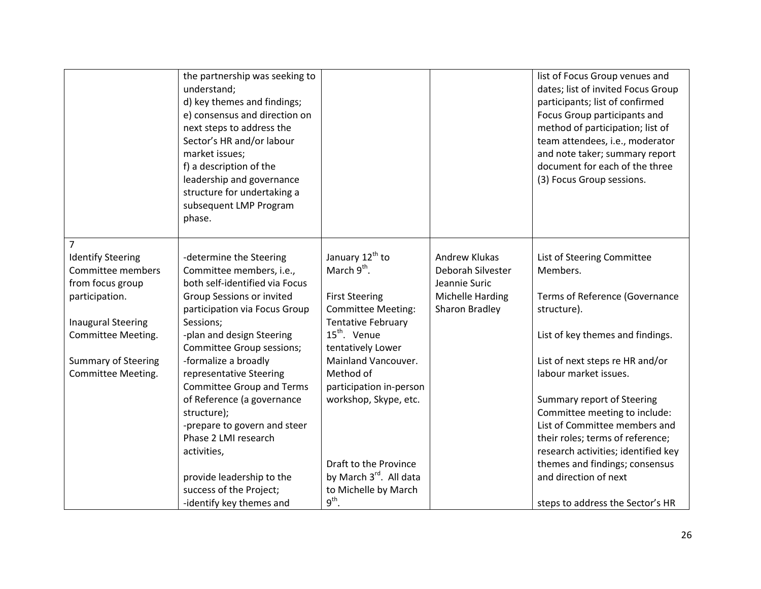| | | | | |
|---|---|---|---|---|
| | the partnership was seeking to understand;<br>d) key themes and findings;<br>e) consensus and direction on next steps to address the Sector's HR and/or labour market issues;<br>f) a description of the leadership and governance structure for undertaking a subsequent LMP Program phase. | | | list of Focus Group venues and dates; list of invited Focus Group participants; list of confirmed Focus Group participants and method of participation; list of team attendees, i.e., moderator and note taker; summary report document for each of the three (3) Focus Group sessions. |
| 7<br>Identify Steering Committee members from focus group participation.<br><br>Inaugural Steering Committee Meeting.<br><br>Summary of Steering Committee Meeting. | -determine the Steering Committee members, i.e., both self-identified via Focus Group Sessions or invited participation via Focus Group Sessions;<br>-plan and design Steering Committee Group sessions;<br>-formalize a broadly representative Steering Committee Group and Terms of Reference (a governance structure);<br>-prepare to govern and steer Phase 2 LMI research activities,<br><br>provide leadership to the success of the Project;<br>-identify key themes and | January 12th to March 9th.<br><br>First Steering Committee Meeting: Tentative February 15th. Venue tentatively Lower Mainland Vancouver. Method of participation in-person workshop, Skype, etc.<br><br>Draft to the Province by March 3rd. All data to Michelle by March 9th. | Andrew Klukas<br>Deborah Silvester<br>Jeannie Suric<br>Michelle Harding<br>Sharon Bradley | List of Steering Committee Members.<br><br>Terms of Reference (Governance structure).<br><br>List of key themes and findings.<br><br>List of next steps re HR and/or labour market issues.<br><br>Summary report of Steering Committee meeting to include: List of Committee members and their roles; terms of reference; research activities; identified key themes and findings; consensus and direction of next<br><br>steps to address the Sector's HR |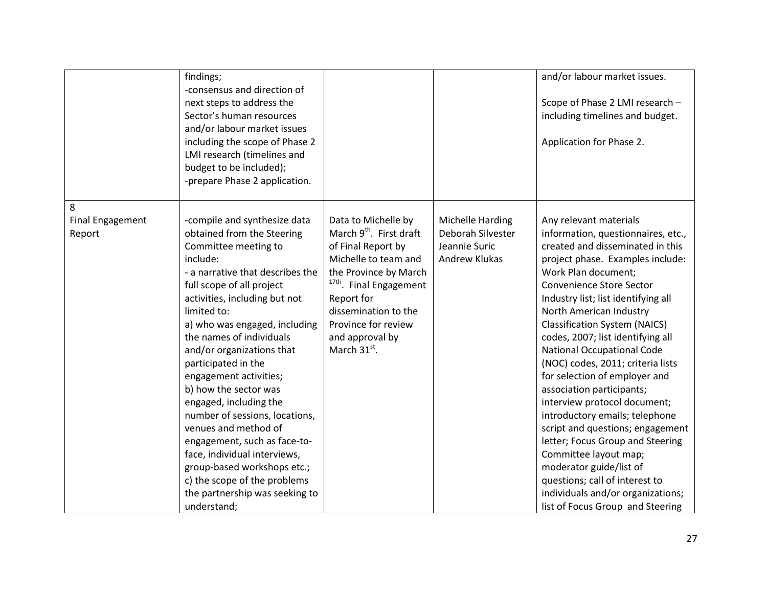| | | | | |
|---|---|---|---|---|
| | findings;<br>-consensus and direction of next steps to address the Sector's human resources and/or labour market issues including the scope of Phase 2 LMI research (timelines and budget to be included);<br>-prepare Phase 2 application. | | | and/or labour market issues.<br><br>Scope of Phase 2 LMI research – including timelines and budget.<br><br>Application for Phase 2. |
| 8<br>Final Engagement Report | -compile and synthesize data obtained from the Steering Committee meeting to include:<br>- a narrative that describes the full scope of all project activities, including but not limited to:<br>a) who was engaged, including the names of individuals and/or organizations that participated in the engagement activities;<br>b) how the sector was engaged, including the number of sessions, locations, venues and method of engagement, such as face-to-face, individual interviews, group-based workshops etc.;<br>c) the scope of the problems the partnership was seeking to understand; | Data to Michelle by March 9th. First draft of Final Report by Michelle to team and the Province by March 17th. Final Engagement Report for dissemination to the Province for review and approval by March 31st. | Michelle Harding<br>Deborah Silvester<br>Jeannie Suric<br>Andrew Klukas | Any relevant materials information, questionnaires, etc., created and disseminated in this project phase. Examples include: Work Plan document; Convenience Store Sector Industry list; list identifying all North American Industry Classification System (NAICS) codes, 2007; list identifying all National Occupational Code (NOC) codes, 2011; criteria lists for selection of employer and association participants; interview protocol document; introductory emails; telephone script and questions; engagement letter; Focus Group and Steering Committee layout map; moderator guide/list of questions; call of interest to individuals and/or organizations; list of Focus Group and Steering |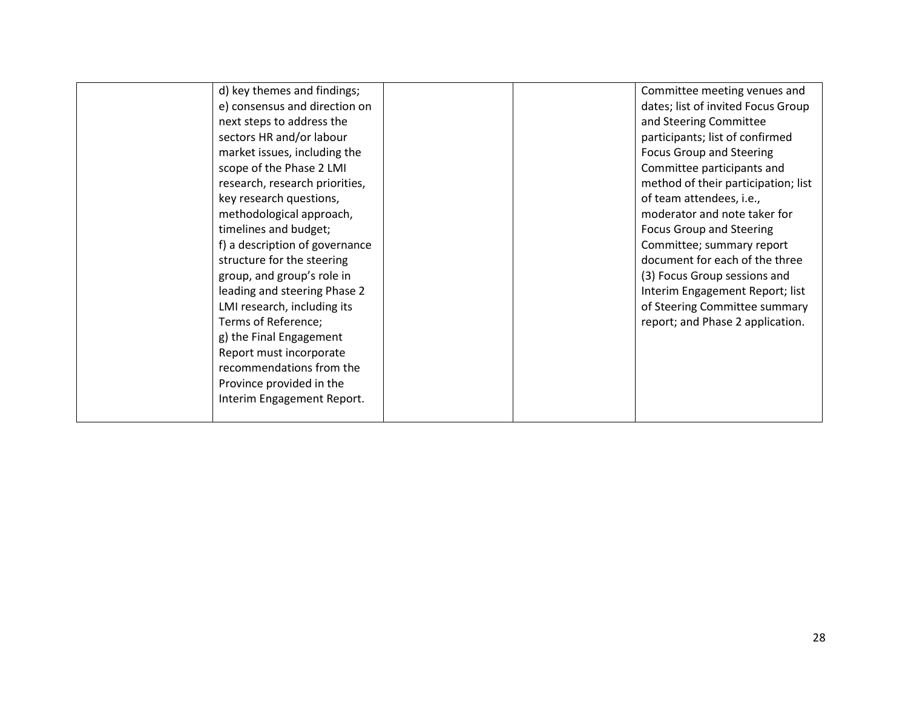| | | | | |
|---|---|---|---|---|
| | d) key themes and findings;<br>e) consensus and direction on next steps to address the sectors HR and/or labour market issues, including the scope of the Phase 2 LMI research, research priorities, key research questions, methodological approach, timelines and budget;<br>f) a description of governance structure for the steering group, and group's role in leading and steering Phase 2 LMI research, including its Terms of Reference;<br>g) the Final Engagement Report must incorporate recommendations from the Province provided in the Interim Engagement Report. | | | Committee meeting venues and dates; list of invited Focus Group and Steering Committee participants; list of confirmed Focus Group and Steering Committee participants and method of their participation; list of team attendees, i.e., moderator and note taker for Focus Group and Steering Committee; summary report document for each of the three (3) Focus Group sessions and Interim Engagement Report; list of Steering Committee summary report; and Phase 2 application. |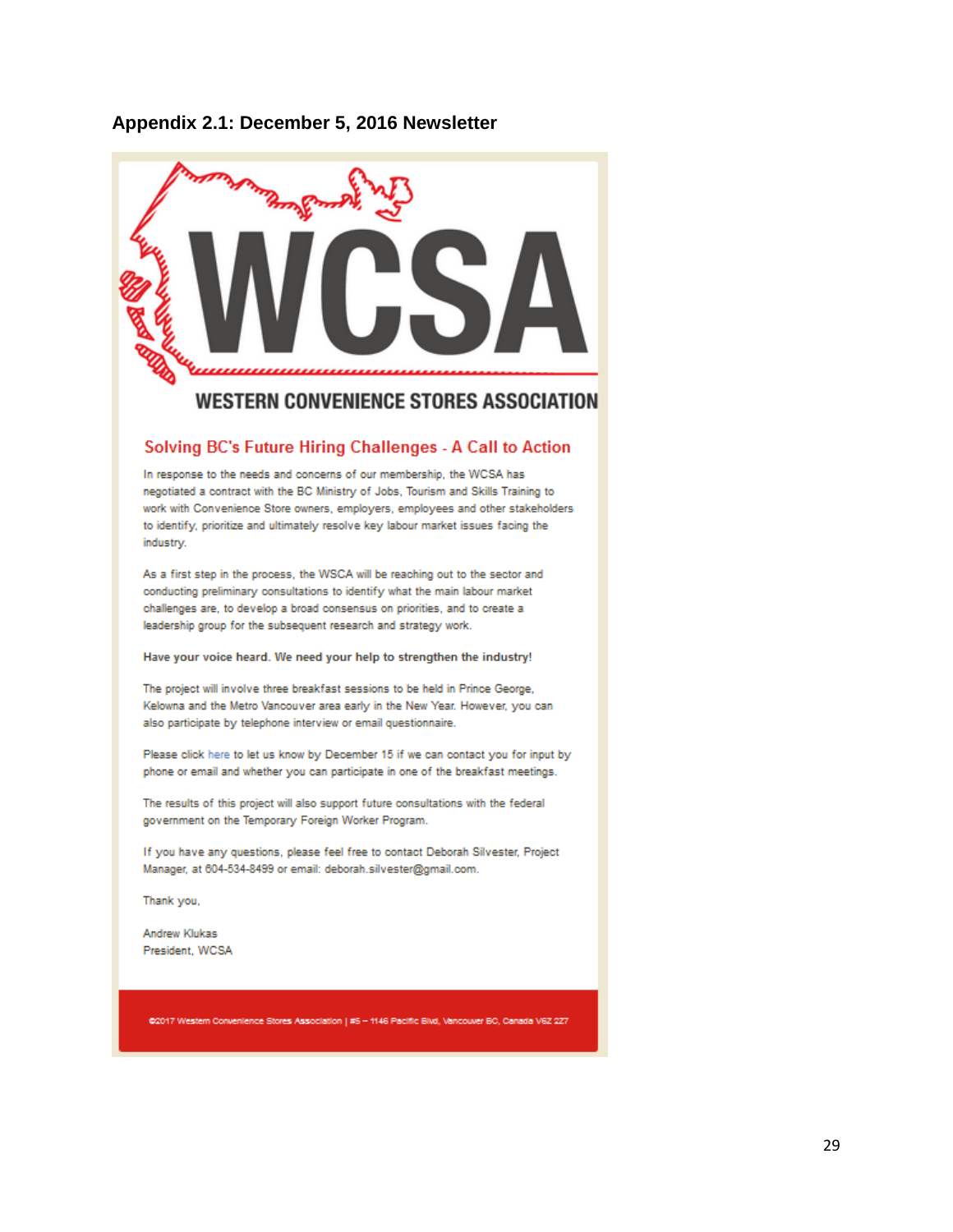## Appendix 2.1: December 5, 2016 Newsletter

# WCSA

## WESTERN CONVENIENCE STORES ASSOCIATION

### Solving BC's Future Hiring Challenges - A Call to Action

In response to the needs and concerns of our membership, the WCSA has negotiated a contract with the BC Ministry of Jobs, Tourism and Skills Training to work with Convenience Store owners, employers, employees and other stakeholders to identify, prioritize and ultimately resolve key labour market issues facing the industry.

As a first step in the process, the WSCA will be reaching out to the sector and conducting preliminary consultations to identify what the main labour market challenges are, to develop a broad consensus on priorities, and to create a leadership group for the subsequent research and strategy work.

**Have your voice heard. We need your help to strengthen the industry!**

The project will involve three breakfast sessions to be held in Prince George, Kelowna and the Metro Vancouver area early in the New Year. However, you can also participate by telephone interview or email questionnaire.

Please click here to let us know by December 15 if we can contact you for input by phone or email and whether you can participate in one of the breakfast meetings.

The results of this project will also support future consultations with the federal government on the Temporary Foreign Worker Program.

If you have any questions, please feel free to contact Deborah Silvester, Project Manager, at 604-534-8499 or email: deborah.silvester@gmail.com.

Thank you,

Andrew Klukas
President, WCSA

©2017 Western Convenience Stores Association | #5 – 1146 Pacific Blvd, Vancouver BC, Canada V6Z 2Z7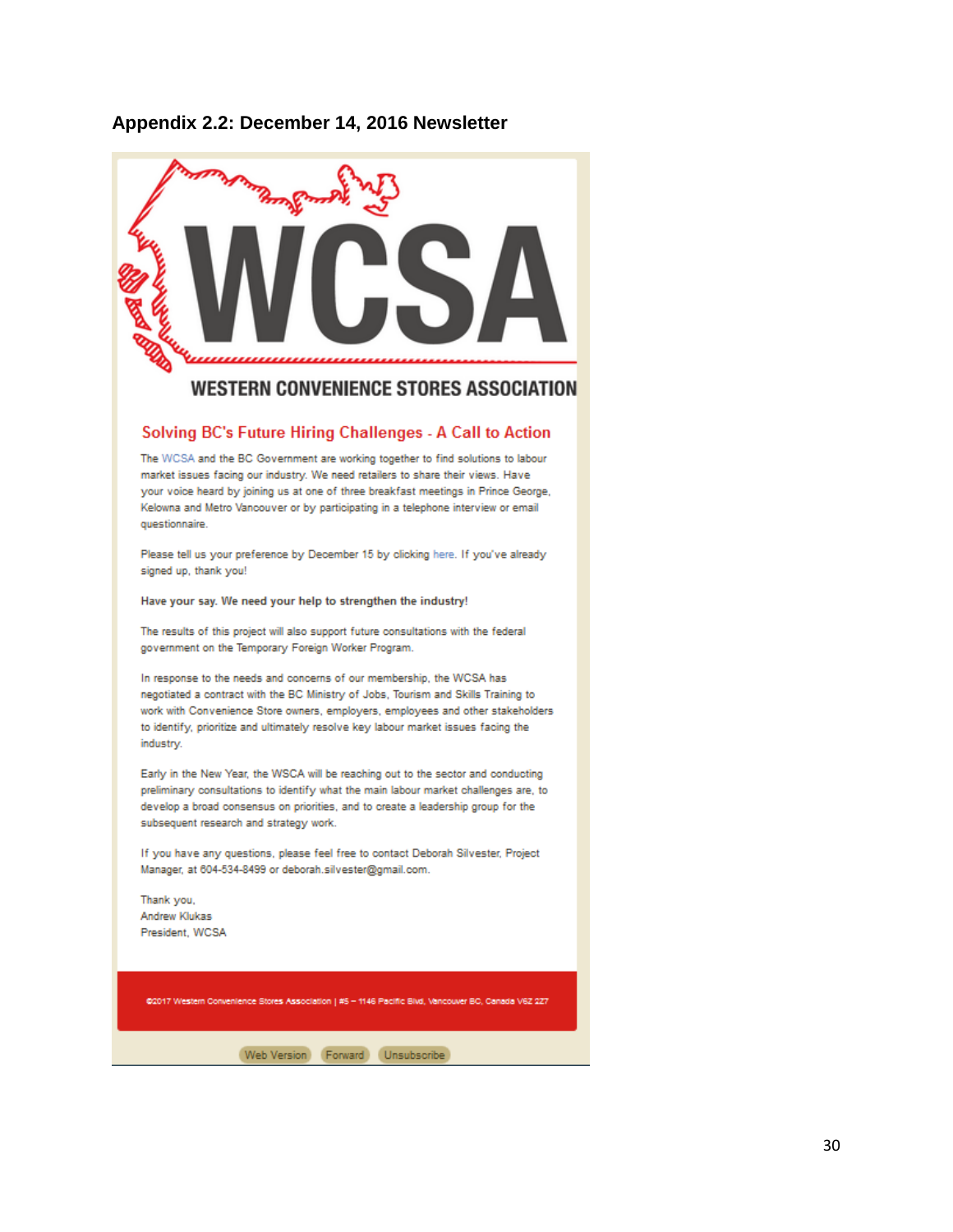## Appendix 2.2: December 14, 2016 Newsletter

WCSA

WESTERN CONVENIENCE STORES ASSOCIATION

### Solving BC's Future Hiring Challenges - A Call to Action

The WCSA and the BC Government are working together to find solutions to labour market issues facing our industry. We need retailers to share their views. Have your voice heard by joining us at one of three breakfast meetings in Prince George, Kelowna and Metro Vancouver or by participating in a telephone interview or email questionnaire.

Please tell us your preference by December 15 by clicking here. If you've already signed up, thank you!

**Have your say. We need your help to strengthen the industry!**

The results of this project will also support future consultations with the federal government on the Temporary Foreign Worker Program.

In response to the needs and concerns of our membership, the WCSA has negotiated a contract with the BC Ministry of Jobs, Tourism and Skills Training to work with Convenience Store owners, employers, employees and other stakeholders to identify, prioritize and ultimately resolve key labour market issues facing the industry.

Early in the New Year, the WSCA will be reaching out to the sector and conducting preliminary consultations to identify what the main labour market challenges are, to develop a broad consensus on priorities, and to create a leadership group for the subsequent research and strategy work.

If you have any questions, please feel free to contact Deborah Silvester, Project Manager, at 604-534-8499 or deborah.silvester@gmail.com.

Thank you,
Andrew Klukas
President, WCSA

©2017 Western Convenience Stores Association | #5 – 1146 Pacific Blvd, Vancouver BC, Canada V6Z 2Z7

Web Version | Forward | Unsubscribe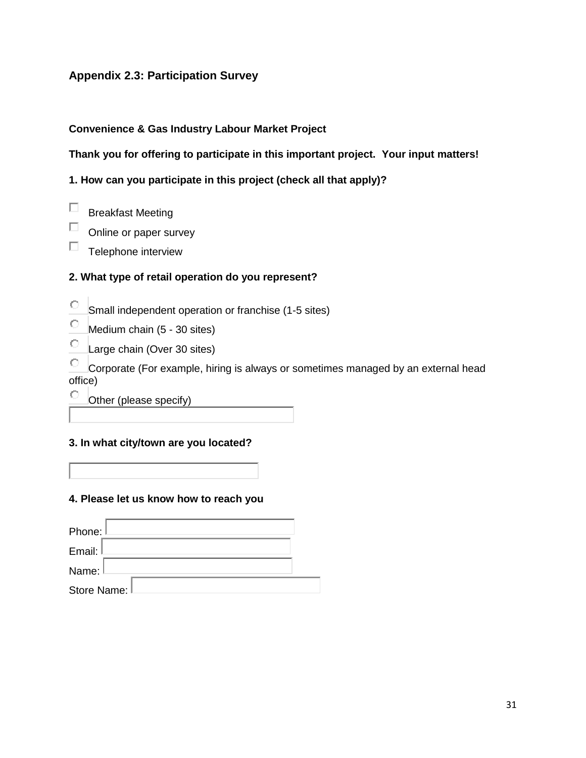## Appendix 2.3: Participation Survey

**Convenience & Gas Industry Labour Market Project**

**Thank you for offering to participate in this important project. Your input matters!**

**1. How can you participate in this project (check all that apply)?**

- ☐ Breakfast Meeting
- ☐ Online or paper survey
- ☐ Telephone interview

**2. What type of retail operation do you represent?**

- ○ Small independent operation or franchise (1-5 sites)
- ○ Medium chain (5 - 30 sites)
- ○ Large chain (Over 30 sites)
- ○ Corporate (For example, hiring is always or sometimes managed by an external head office)
- ○ Other (please specify) \_\_\_\_\_\_\_\_\_\_\_\_\_\_\_\_

**3. In what city/town are you located?**

\_\_\_\_\_\_\_\_\_\_\_\_\_\_\_\_

**4. Please let us know how to reach you**

Phone: \_\_\_\_\_\_\_\_\_\_\_\_\_\_\_\_

Email: \_\_\_\_\_\_\_\_\_\_\_\_\_\_\_\_

Name: \_\_\_\_\_\_\_\_\_\_\_\_\_\_\_\_

Store Name: \_\_\_\_\_\_\_\_\_\_\_\_\_\_\_\_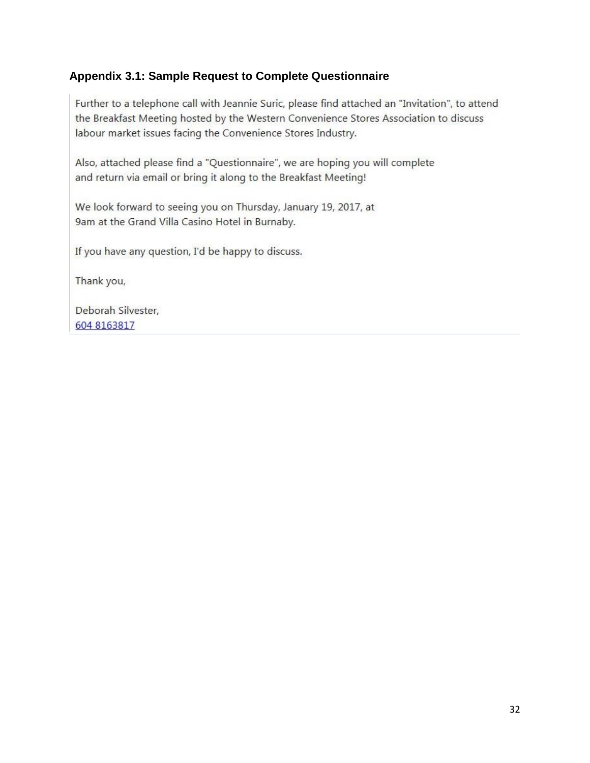### Appendix 3.1: Sample Request to Complete Questionnaire

Further to a telephone call with Jeannie Suric, please find attached an "Invitation", to attend the Breakfast Meeting hosted by the Western Convenience Stores Association to discuss labour market issues facing the Convenience Stores Industry.

Also, attached please find a "Questionnaire", we are hoping you will complete and return via email or bring it along to the Breakfast Meeting!

We look forward to seeing you on Thursday, January 19, 2017, at 9am at the Grand Villa Casino Hotel in Burnaby.

If you have any question, I'd be happy to discuss.

Thank you,

Deborah Silvester,
604 8163817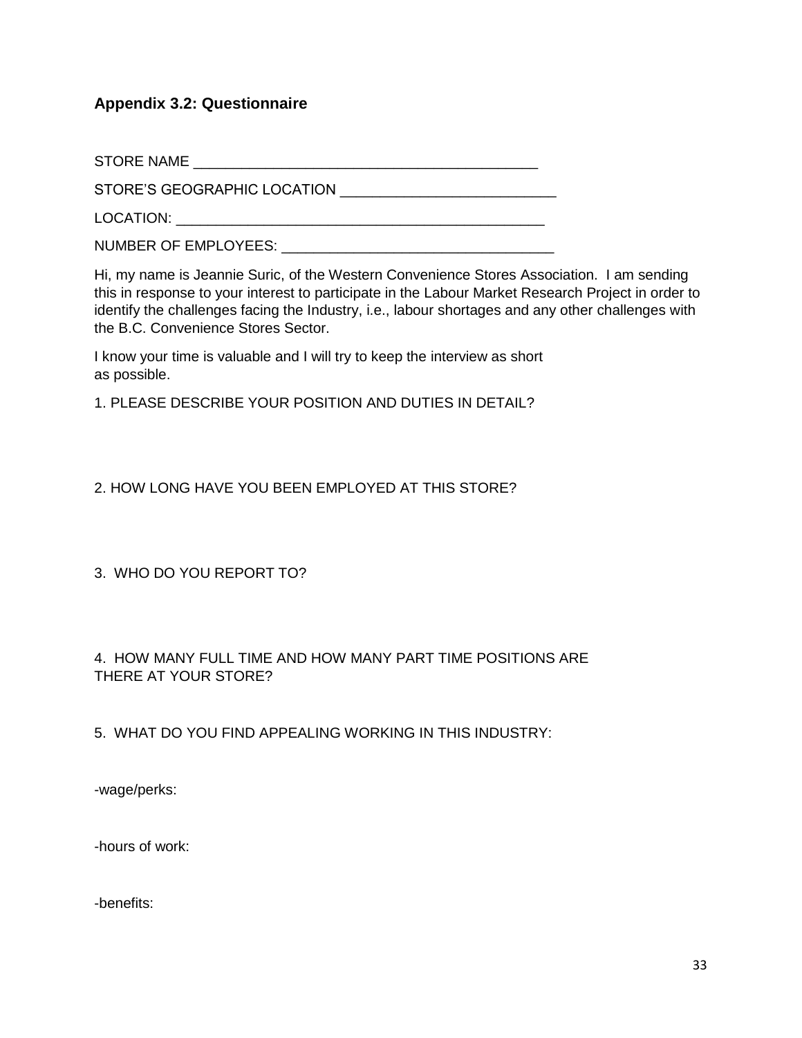### Appendix 3.2: Questionnaire

STORE NAME ____________________________________________

STORE'S GEOGRAPHIC LOCATION ___________________________

LOCATION: _______________________________________________

NUMBER OF EMPLOYEES: __________________________________

Hi, my name is Jeannie Suric, of the Western Convenience Stores Association. I am sending this in response to your interest to participate in the Labour Market Research Project in order to identify the challenges facing the Industry, i.e., labour shortages and any other challenges with the B.C. Convenience Stores Sector.

I know your time is valuable and I will try to keep the interview as short as possible.

1. PLEASE DESCRIBE YOUR POSITION AND DUTIES IN DETAIL?

2. HOW LONG HAVE YOU BEEN EMPLOYED AT THIS STORE?

3. WHO DO YOU REPORT TO?

4. HOW MANY FULL TIME AND HOW MANY PART TIME POSITIONS ARE THERE AT YOUR STORE?

5. WHAT DO YOU FIND APPEALING WORKING IN THIS INDUSTRY:

-wage/perks:

-hours of work:

-benefits: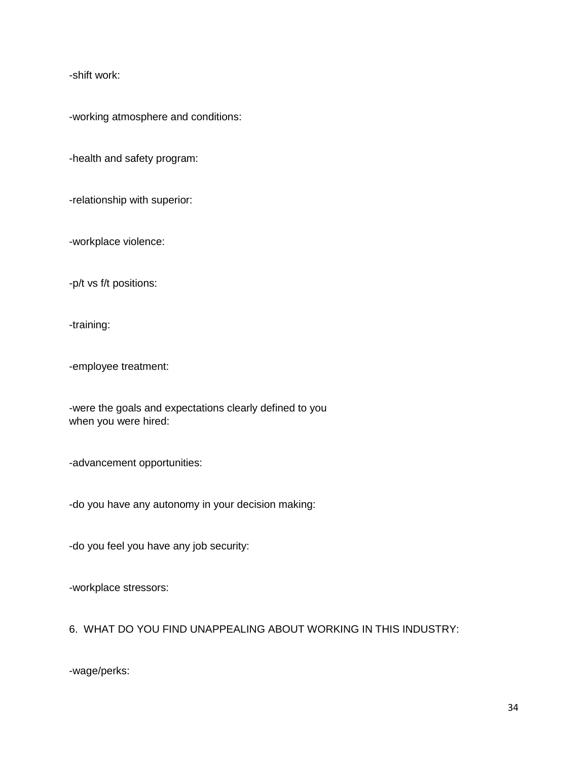-shift work:

-working atmosphere and conditions:

-health and safety program:

-relationship with superior:

-workplace violence:

-p/t vs f/t positions:

-training:

-employee treatment:

-were the goals and expectations clearly defined to you when you were hired:

-advancement opportunities:

-do you have any autonomy in your decision making:

-do you feel you have any job security:

-workplace stressors:

6. WHAT DO YOU FIND UNAPPEALING ABOUT WORKING IN THIS INDUSTRY:

-wage/perks: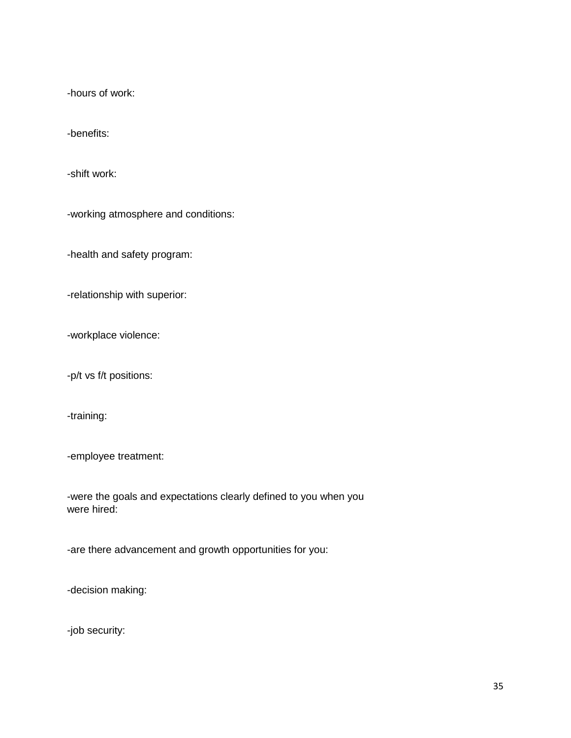-hours of work:

-benefits:

-shift work:

-working atmosphere and conditions:

-health and safety program:

-relationship with superior:

-workplace violence:

-p/t vs f/t positions:

-training:

-employee treatment:

-were the goals and expectations clearly defined to you when you were hired:

-are there advancement and growth opportunities for you:

-decision making:

-job security: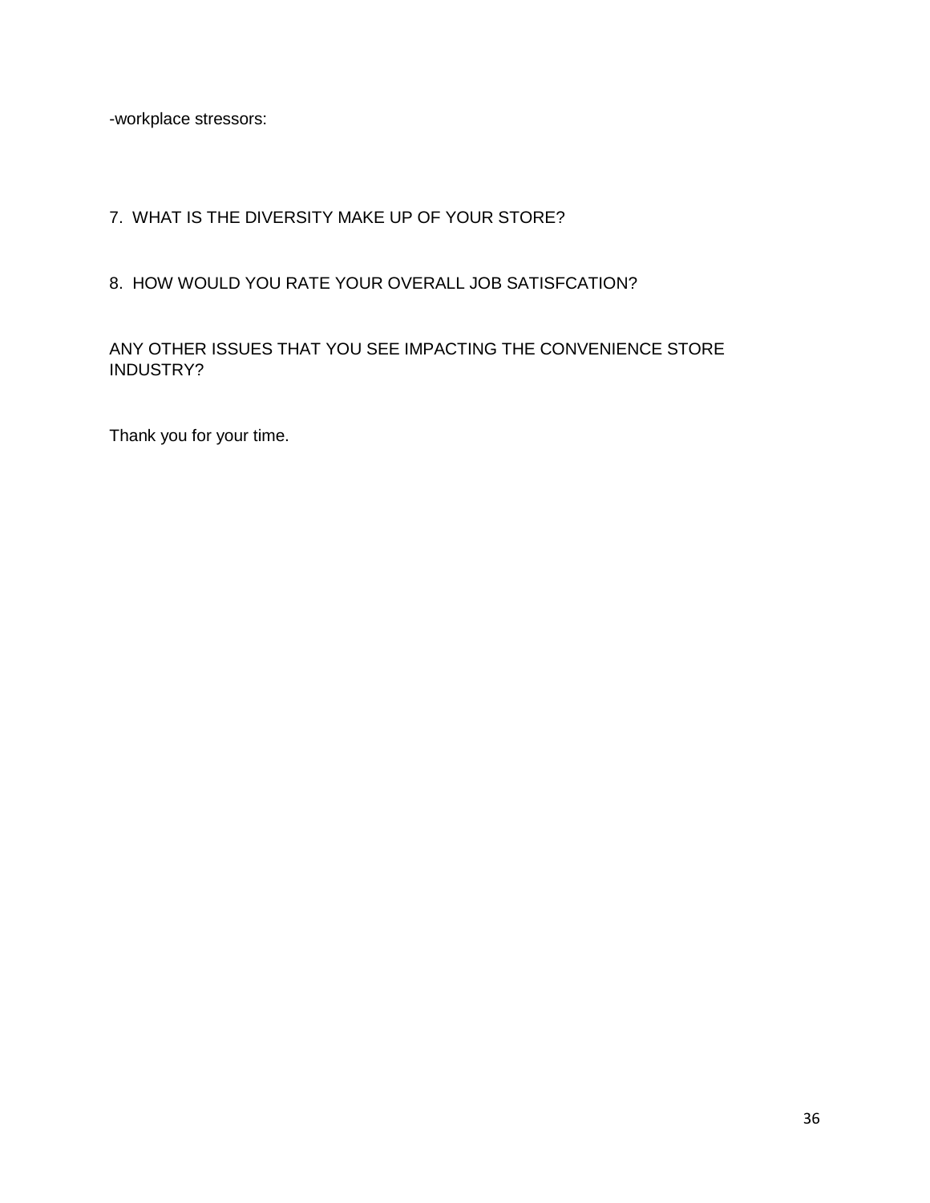-workplace stressors:

7. WHAT IS THE DIVERSITY MAKE UP OF YOUR STORE?

8. HOW WOULD YOU RATE YOUR OVERALL JOB SATISFCATION?

ANY OTHER ISSUES THAT YOU SEE IMPACTING THE CONVENIENCE STORE INDUSTRY?

Thank you for your time.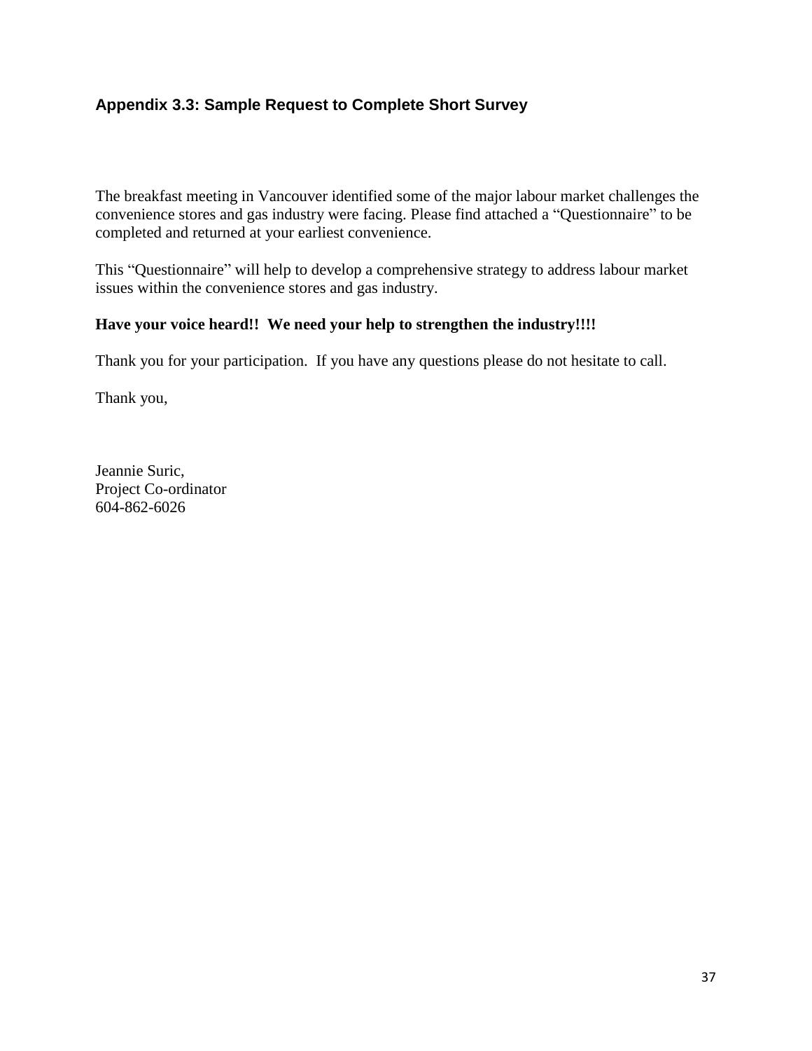### Appendix 3.3: Sample Request to Complete Short Survey

The breakfast meeting in Vancouver identified some of the major labour market challenges the convenience stores and gas industry were facing. Please find attached a "Questionnaire" to be completed and returned at your earliest convenience.

This "Questionnaire" will help to develop a comprehensive strategy to address labour market issues within the convenience stores and gas industry.

**Have your voice heard!! We need your help to strengthen the industry!!!!**

Thank you for your participation. If you have any questions please do not hesitate to call.

Thank you,

Jeannie Suric,
Project Co-ordinator
604-862-6026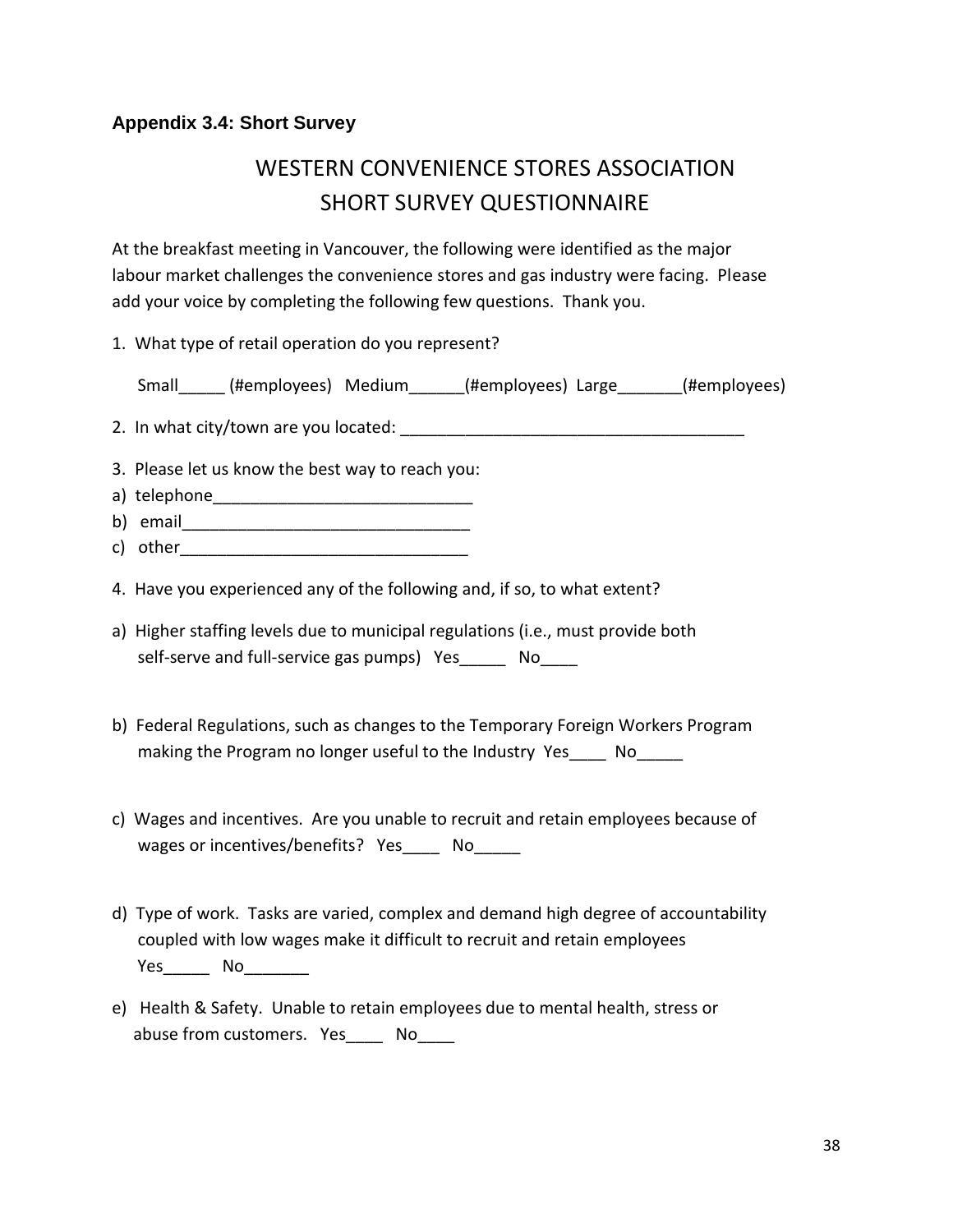### Appendix 3.4: Short Survey

# WESTERN CONVENIENCE STORES ASSOCIATION
# SHORT SURVEY QUESTIONNAIRE

At the breakfast meeting in Vancouver, the following were identified as the major labour market challenges the convenience stores and gas industry were facing. Please add your voice by completing the following few questions. Thank you.

1. What type of retail operation do you represent?

   Small_____ (#employees) Medium______(#employees) Large_______(#employees)

2. In what city/town are you located: _____________________________________

3. Please let us know the best way to reach you:

a) telephone____________________________
b) email_______________________________
c) other_______________________________

4. Have you experienced any of the following and, if so, to what extent?

a) Higher staffing levels due to municipal regulations (i.e., must provide both self-serve and full-service gas pumps) Yes_____ No____

b) Federal Regulations, such as changes to the Temporary Foreign Workers Program making the Program no longer useful to the Industry Yes____ No_____

c) Wages and incentives. Are you unable to recruit and retain employees because of wages or incentives/benefits? Yes____ No_____

d) Type of work. Tasks are varied, complex and demand high degree of accountability coupled with low wages make it difficult to recruit and retain employees Yes_____ No_______

e) Health & Safety. Unable to retain employees due to mental health, stress or abuse from customers. Yes____ No____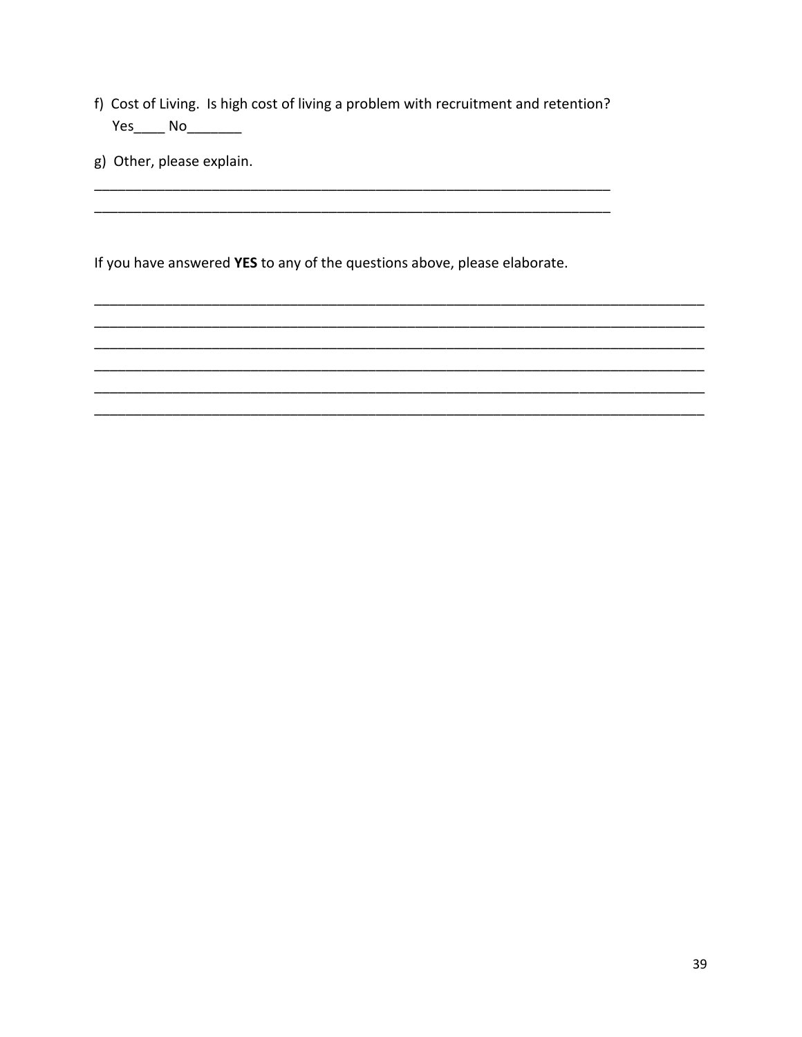f) Cost of Living. Is high cost of living a problem with recruitment and retention?
Yes____ No_______

g) Other, please explain.

______________________________________________________________________
______________________________________________________________________

If you have answered **YES** to any of the questions above, please elaborate.

________________________________________________________________________________
________________________________________________________________________________
________________________________________________________________________________
________________________________________________________________________________
________________________________________________________________________________
________________________________________________________________________________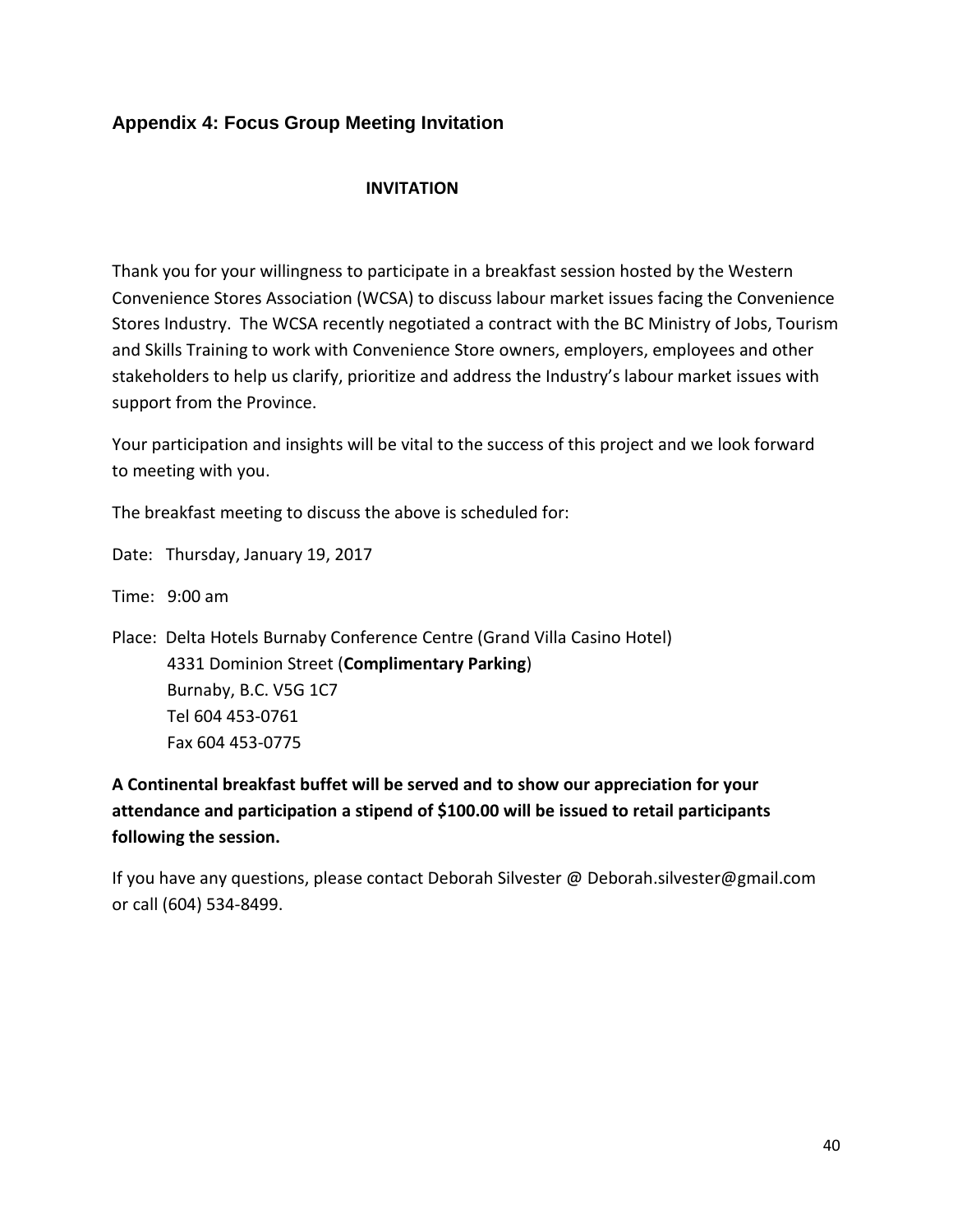## Appendix 4: Focus Group Meeting Invitation

**INVITATION**

Thank you for your willingness to participate in a breakfast session hosted by the Western Convenience Stores Association (WCSA) to discuss labour market issues facing the Convenience Stores Industry. The WCSA recently negotiated a contract with the BC Ministry of Jobs, Tourism and Skills Training to work with Convenience Store owners, employers, employees and other stakeholders to help us clarify, prioritize and address the Industry's labour market issues with support from the Province.

Your participation and insights will be vital to the success of this project and we look forward to meeting with you.

The breakfast meeting to discuss the above is scheduled for:

Date: Thursday, January 19, 2017

Time: 9:00 am

Place: Delta Hotels Burnaby Conference Centre (Grand Villa Casino Hotel)
4331 Dominion Street (**Complimentary Parking**)
Burnaby, B.C. V5G 1C7
Tel 604 453-0761
Fax 604 453-0775

**A Continental breakfast buffet will be served and to show our appreciation for your attendance and participation a stipend of $100.00 will be issued to retail participants following the session.**

If you have any questions, please contact Deborah Silvester @ Deborah.silvester@gmail.com or call (604) 534-8499.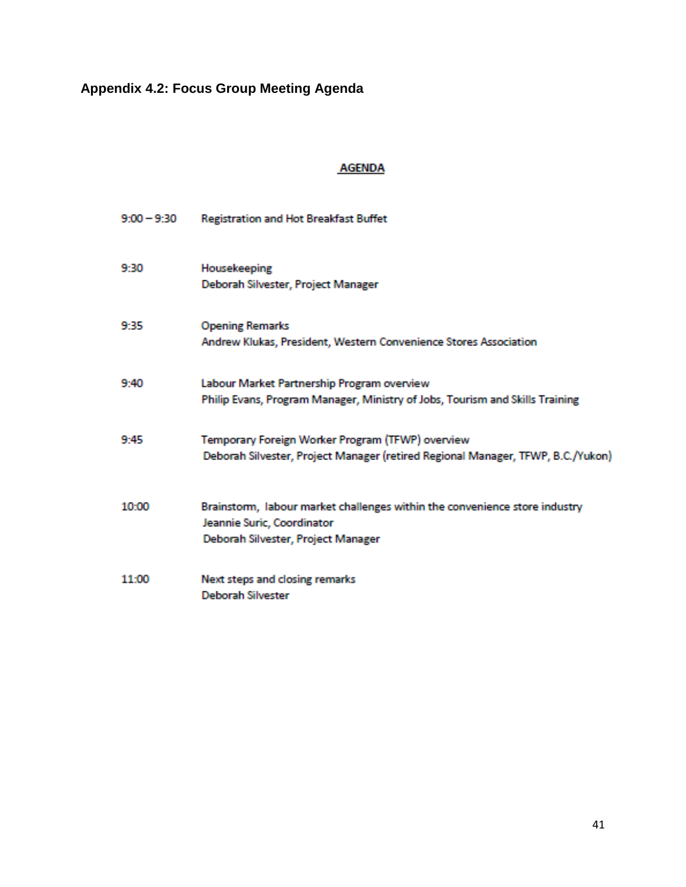## Appendix 4.2: Focus Group Meeting Agenda

**AGENDA**

| | |
|---|---|
| 9:00 – 9:30 | Registration and Hot Breakfast Buffet |
| 9:30 | Housekeeping<br>Deborah Silvester, Project Manager |
| 9:35 | Opening Remarks<br>Andrew Klukas, President, Western Convenience Stores Association |
| 9:40 | Labour Market Partnership Program overview<br>Philip Evans, Program Manager, Ministry of Jobs, Tourism and Skills Training |
| 9:45 | Temporary Foreign Worker Program (TFWP) overview<br>Deborah Silvester, Project Manager (retired Regional Manager, TFWP, B.C./Yukon) |
| 10:00 | Brainstorm, labour market challenges within the convenience store industry<br>Jeannie Suric, Coordinator<br>Deborah Silvester, Project Manager |
| 11:00 | Next steps and closing remarks<br>Deborah Silvester |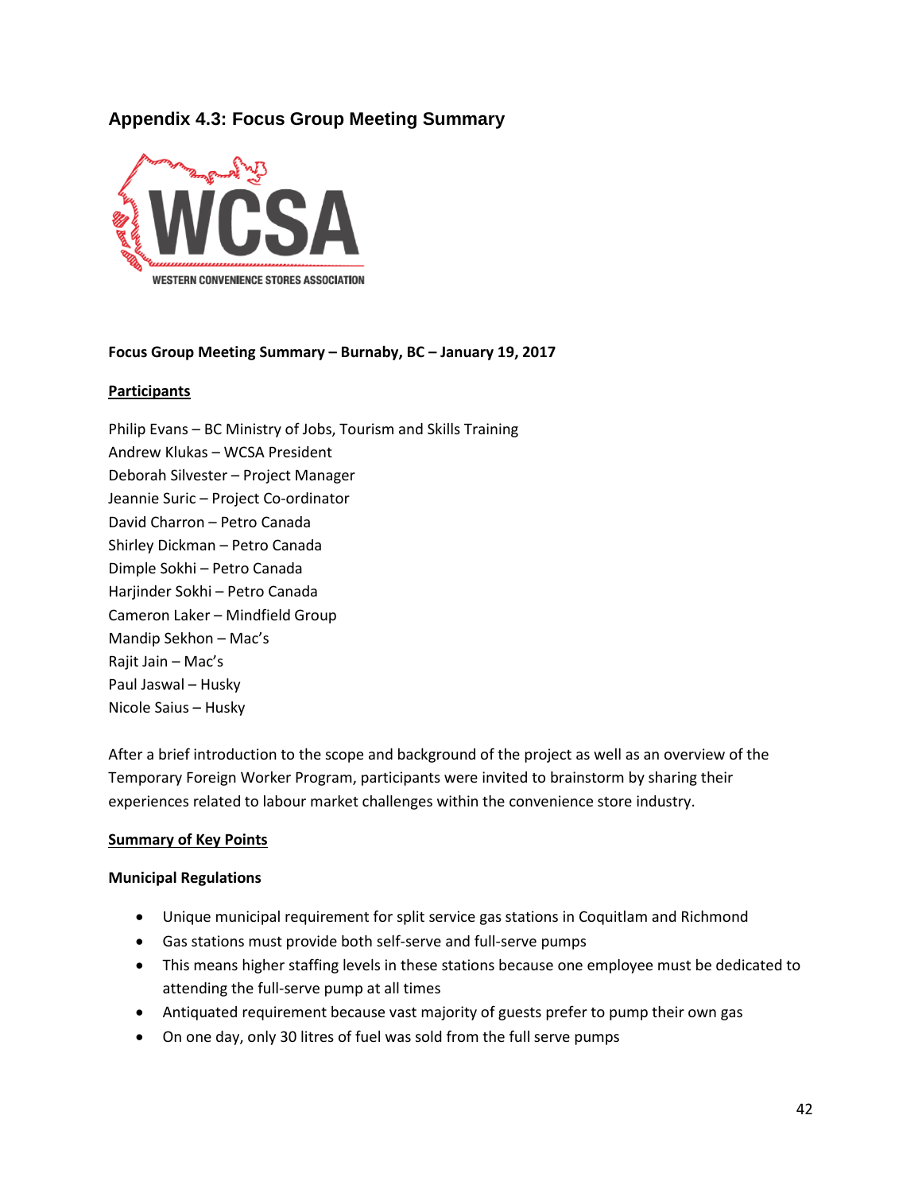## Appendix 4.3: Focus Group Meeting Summary

WESTERN CONVENIENCE STORES ASSOCIATION

**Focus Group Meeting Summary – Burnaby, BC – January 19, 2017**

**Participants**

Philip Evans – BC Ministry of Jobs, Tourism and Skills Training
Andrew Klukas – WCSA President
Deborah Silvester – Project Manager
Jeannie Suric – Project Co-ordinator
David Charron – Petro Canada
Shirley Dickman – Petro Canada
Dimple Sokhi – Petro Canada
Harjinder Sokhi – Petro Canada
Cameron Laker – Mindfield Group
Mandip Sekhon – Mac's
Rajit Jain – Mac's
Paul Jaswal – Husky
Nicole Saius – Husky

After a brief introduction to the scope and background of the project as well as an overview of the Temporary Foreign Worker Program, participants were invited to brainstorm by sharing their experiences related to labour market challenges within the convenience store industry.

**Summary of Key Points**

**Municipal Regulations**

- Unique municipal requirement for split service gas stations in Coquitlam and Richmond
- Gas stations must provide both self-serve and full-serve pumps
- This means higher staffing levels in these stations because one employee must be dedicated to attending the full-serve pump at all times
- Antiquated requirement because vast majority of guests prefer to pump their own gas
- On one day, only 30 litres of fuel was sold from the full serve pumps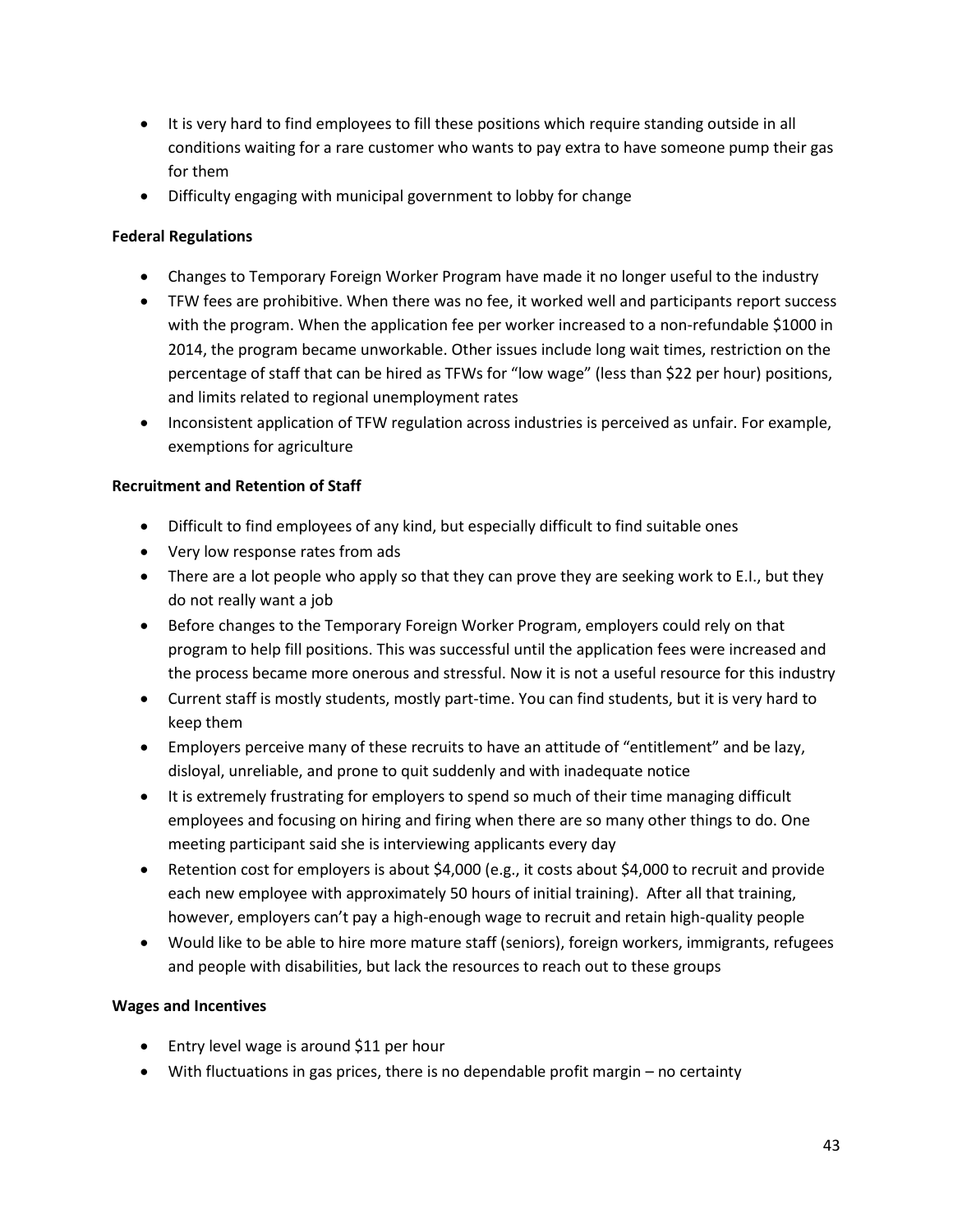- It is very hard to find employees to fill these positions which require standing outside in all conditions waiting for a rare customer who wants to pay extra to have someone pump their gas for them
- Difficulty engaging with municipal government to lobby for change

**Federal Regulations**

- Changes to Temporary Foreign Worker Program have made it no longer useful to the industry
- TFW fees are prohibitive. When there was no fee, it worked well and participants report success with the program. When the application fee per worker increased to a non-refundable $1000 in 2014, the program became unworkable. Other issues include long wait times, restriction on the percentage of staff that can be hired as TFWs for "low wage" (less than $22 per hour) positions, and limits related to regional unemployment rates
- Inconsistent application of TFW regulation across industries is perceived as unfair. For example, exemptions for agriculture

**Recruitment and Retention of Staff**

- Difficult to find employees of any kind, but especially difficult to find suitable ones
- Very low response rates from ads
- There are a lot people who apply so that they can prove they are seeking work to E.I., but they do not really want a job
- Before changes to the Temporary Foreign Worker Program, employers could rely on that program to help fill positions. This was successful until the application fees were increased and the process became more onerous and stressful. Now it is not a useful resource for this industry
- Current staff is mostly students, mostly part-time. You can find students, but it is very hard to keep them
- Employers perceive many of these recruits to have an attitude of "entitlement" and be lazy, disloyal, unreliable, and prone to quit suddenly and with inadequate notice
- It is extremely frustrating for employers to spend so much of their time managing difficult employees and focusing on hiring and firing when there are so many other things to do. One meeting participant said she is interviewing applicants every day
- Retention cost for employers is about $4,000 (e.g., it costs about $4,000 to recruit and provide each new employee with approximately 50 hours of initial training). After all that training, however, employers can't pay a high-enough wage to recruit and retain high-quality people
- Would like to be able to hire more mature staff (seniors), foreign workers, immigrants, refugees and people with disabilities, but lack the resources to reach out to these groups

**Wages and Incentives**

- Entry level wage is around $11 per hour
- With fluctuations in gas prices, there is no dependable profit margin – no certainty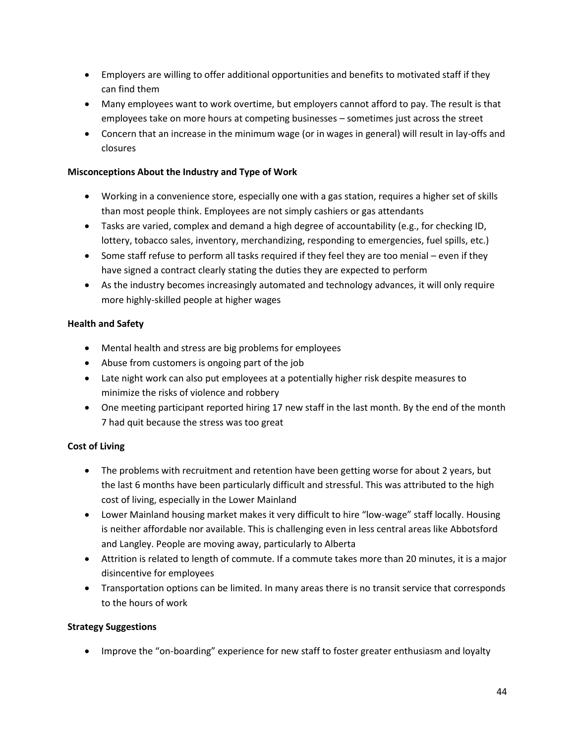- Employers are willing to offer additional opportunities and benefits to motivated staff if they can find them
- Many employees want to work overtime, but employers cannot afford to pay. The result is that employees take on more hours at competing businesses – sometimes just across the street
- Concern that an increase in the minimum wage (or in wages in general) will result in lay-offs and closures

**Misconceptions About the Industry and Type of Work**

- Working in a convenience store, especially one with a gas station, requires a higher set of skills than most people think. Employees are not simply cashiers or gas attendants
- Tasks are varied, complex and demand a high degree of accountability (e.g., for checking ID, lottery, tobacco sales, inventory, merchandizing, responding to emergencies, fuel spills, etc.)
- Some staff refuse to perform all tasks required if they feel they are too menial – even if they have signed a contract clearly stating the duties they are expected to perform
- As the industry becomes increasingly automated and technology advances, it will only require more highly-skilled people at higher wages

**Health and Safety**

- Mental health and stress are big problems for employees
- Abuse from customers is ongoing part of the job
- Late night work can also put employees at a potentially higher risk despite measures to minimize the risks of violence and robbery
- One meeting participant reported hiring 17 new staff in the last month. By the end of the month 7 had quit because the stress was too great

**Cost of Living**

- The problems with recruitment and retention have been getting worse for about 2 years, but the last 6 months have been particularly difficult and stressful. This was attributed to the high cost of living, especially in the Lower Mainland
- Lower Mainland housing market makes it very difficult to hire "low-wage" staff locally. Housing is neither affordable nor available. This is challenging even in less central areas like Abbotsford and Langley. People are moving away, particularly to Alberta
- Attrition is related to length of commute. If a commute takes more than 20 minutes, it is a major disincentive for employees
- Transportation options can be limited. In many areas there is no transit service that corresponds to the hours of work

**Strategy Suggestions**

- Improve the "on-boarding" experience for new staff to foster greater enthusiasm and loyalty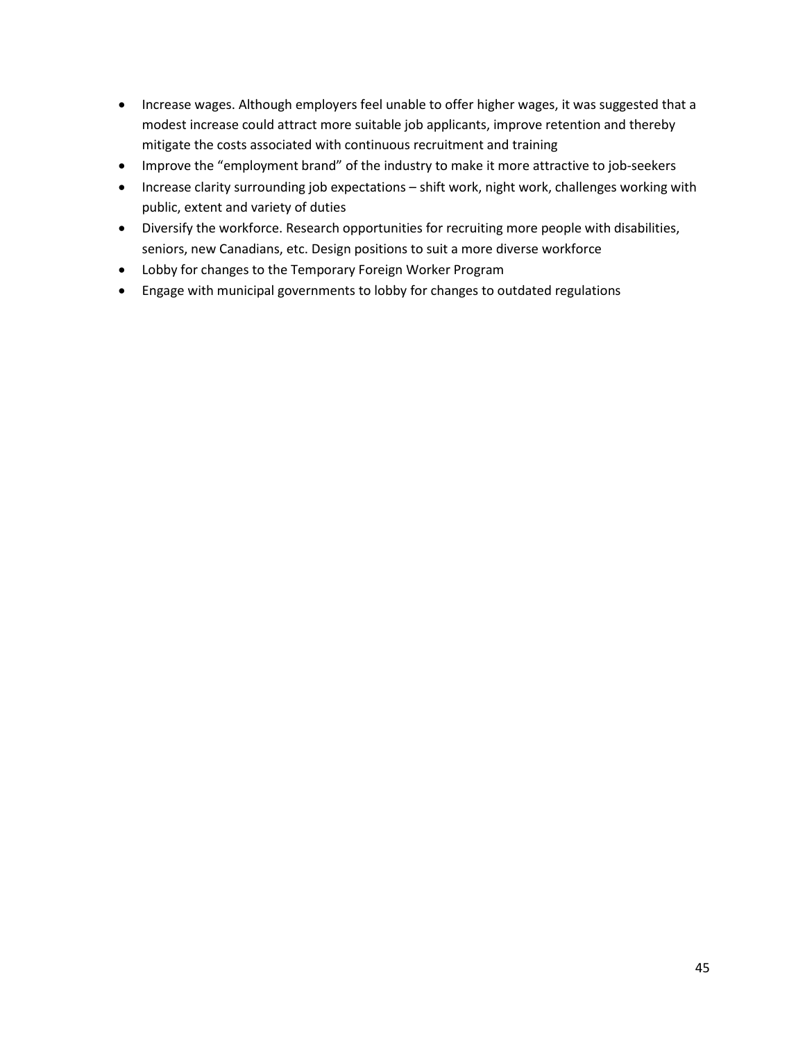- Increase wages. Although employers feel unable to offer higher wages, it was suggested that a modest increase could attract more suitable job applicants, improve retention and thereby mitigate the costs associated with continuous recruitment and training
- Improve the "employment brand" of the industry to make it more attractive to job-seekers
- Increase clarity surrounding job expectations – shift work, night work, challenges working with public, extent and variety of duties
- Diversify the workforce. Research opportunities for recruiting more people with disabilities, seniors, new Canadians, etc. Design positions to suit a more diverse workforce
- Lobby for changes to the Temporary Foreign Worker Program
- Engage with municipal governments to lobby for changes to outdated regulations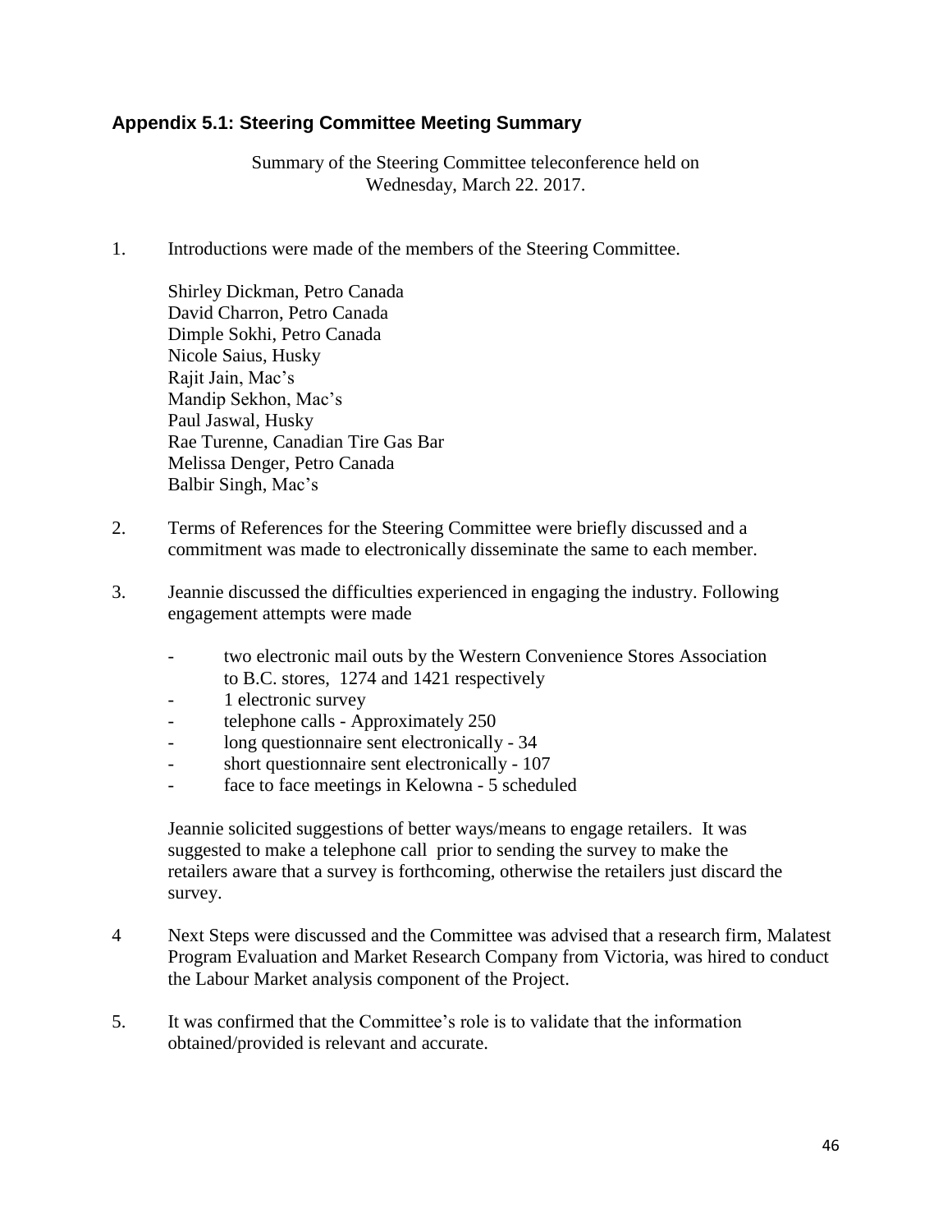## Appendix 5.1: Steering Committee Meeting Summary

Summary of the Steering Committee teleconference held on Wednesday, March 22. 2017.

1. Introductions were made of the members of the Steering Committee.

   Shirley Dickman, Petro Canada
   David Charron, Petro Canada
   Dimple Sokhi, Petro Canada
   Nicole Saius, Husky
   Rajit Jain, Mac's
   Mandip Sekhon, Mac's
   Paul Jaswal, Husky
   Rae Turenne, Canadian Tire Gas Bar
   Melissa Denger, Petro Canada
   Balbir Singh, Mac's

2. Terms of References for the Steering Committee were briefly discussed and a commitment was made to electronically disseminate the same to each member.

3. Jeannie discussed the difficulties experienced in engaging the industry. Following engagement attempts were made

   - two electronic mail outs by the Western Convenience Stores Association to B.C. stores, 1274 and 1421 respectively
   - 1 electronic survey
   - telephone calls - Approximately 250
   - long questionnaire sent electronically - 34
   - short questionnaire sent electronically - 107
   - face to face meetings in Kelowna - 5 scheduled

   Jeannie solicited suggestions of better ways/means to engage retailers. It was suggested to make a telephone call prior to sending the survey to make the retailers aware that a survey is forthcoming, otherwise the retailers just discard the survey.

4 Next Steps were discussed and the Committee was advised that a research firm, Malatest Program Evaluation and Market Research Company from Victoria, was hired to conduct the Labour Market analysis component of the Project.

5. It was confirmed that the Committee's role is to validate that the information obtained/provided is relevant and accurate.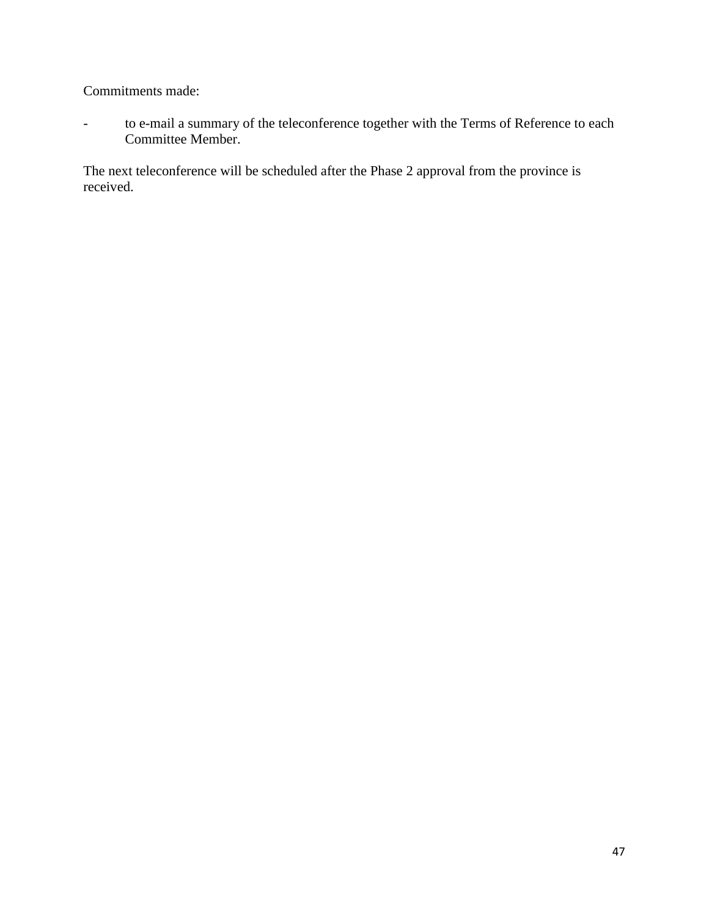Commitments made:

- to e-mail a summary of the teleconference together with the Terms of Reference to each Committee Member.

The next teleconference will be scheduled after the Phase 2 approval from the province is received.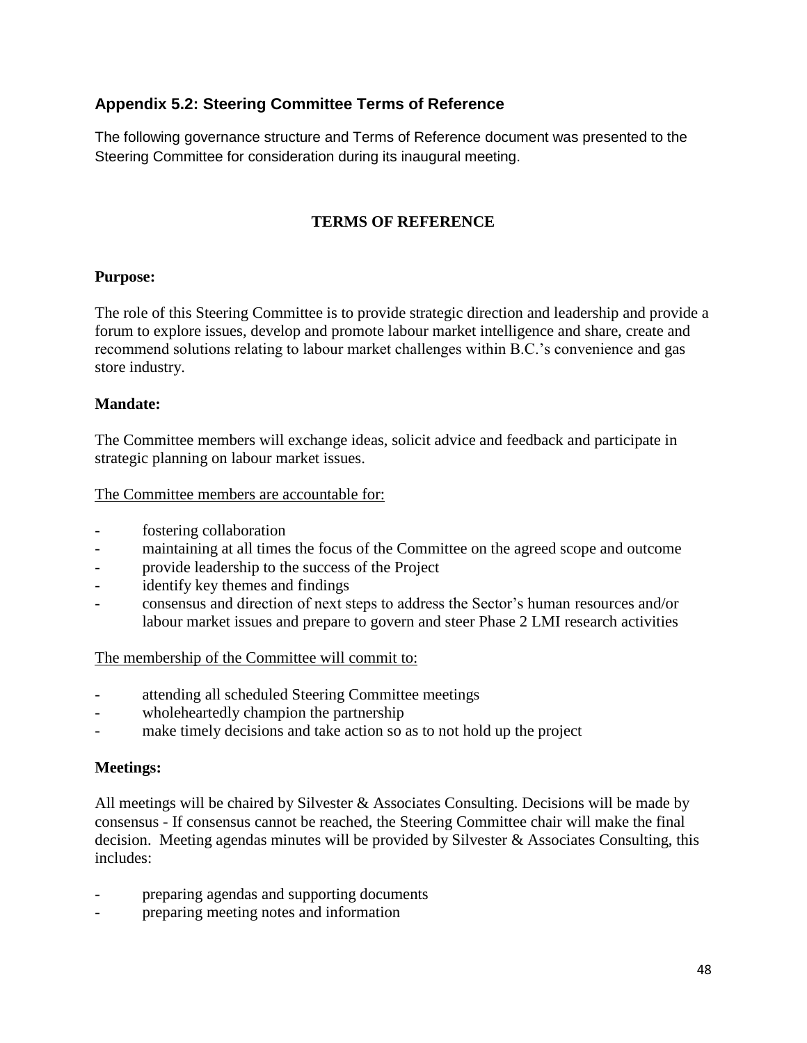## Appendix 5.2: Steering Committee Terms of Reference

The following governance structure and Terms of Reference document was presented to the Steering Committee for consideration during its inaugural meeting.

### TERMS OF REFERENCE

**Purpose:**

The role of this Steering Committee is to provide strategic direction and leadership and provide a forum to explore issues, develop and promote labour market intelligence and share, create and recommend solutions relating to labour market challenges within B.C.'s convenience and gas store industry.

**Mandate:**

The Committee members will exchange ideas, solicit advice and feedback and participate in strategic planning on labour market issues.

<u>The Committee members are accountable for:</u>

- fostering collaboration
- maintaining at all times the focus of the Committee on the agreed scope and outcome
- provide leadership to the success of the Project
- identify key themes and findings
- consensus and direction of next steps to address the Sector's human resources and/or labour market issues and prepare to govern and steer Phase 2 LMI research activities

<u>The membership of the Committee will commit to:</u>

- attending all scheduled Steering Committee meetings
- wholeheartedly champion the partnership
- make timely decisions and take action so as to not hold up the project

**Meetings:**

All meetings will be chaired by Silvester & Associates Consulting. Decisions will be made by consensus - If consensus cannot be reached, the Steering Committee chair will make the final decision. Meeting agendas minutes will be provided by Silvester & Associates Consulting, this includes:

- preparing agendas and supporting documents
- preparing meeting notes and information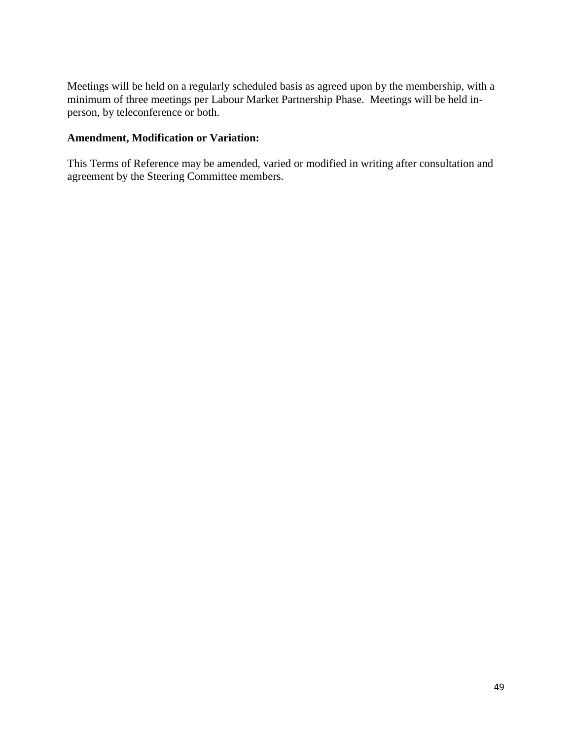Meetings will be held on a regularly scheduled basis as agreed upon by the membership, with a minimum of three meetings per Labour Market Partnership Phase. Meetings will be held in-person, by teleconference or both.

**Amendment, Modification or Variation:**

This Terms of Reference may be amended, varied or modified in writing after consultation and agreement by the Steering Committee members.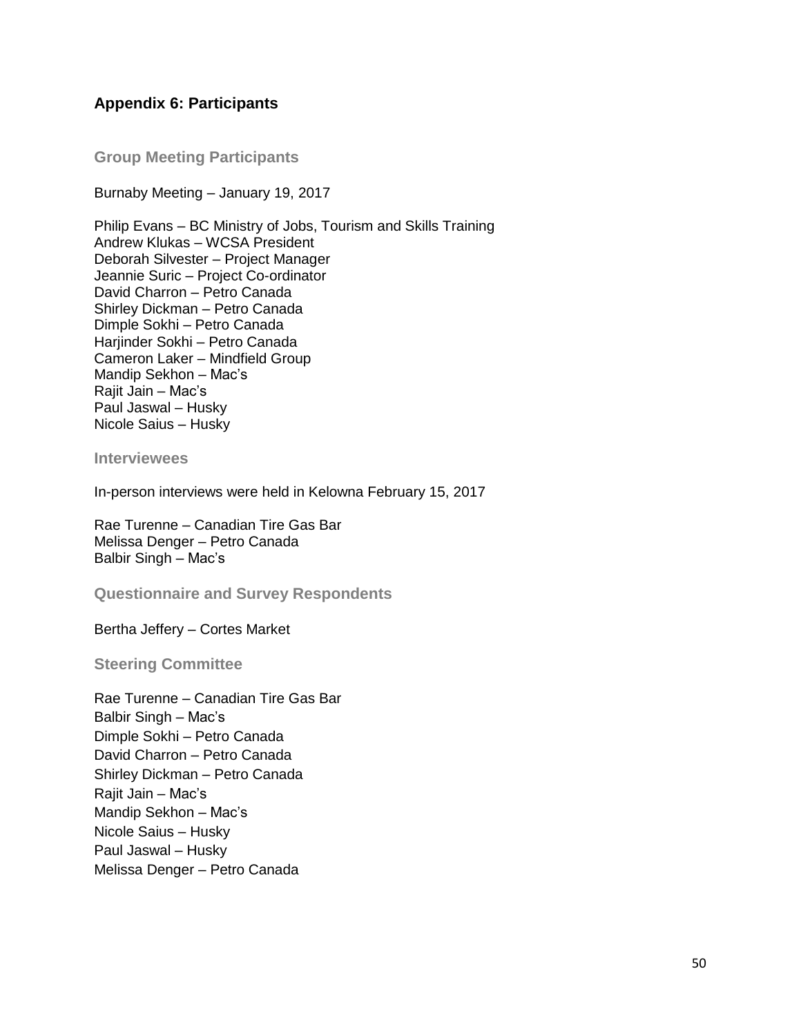## Appendix 6: Participants

### Group Meeting Participants

Burnaby Meeting – January 19, 2017

Philip Evans – BC Ministry of Jobs, Tourism and Skills Training
Andrew Klukas – WCSA President
Deborah Silvester – Project Manager
Jeannie Suric – Project Co-ordinator
David Charron – Petro Canada
Shirley Dickman – Petro Canada
Dimple Sokhi – Petro Canada
Harjinder Sokhi – Petro Canada
Cameron Laker – Mindfield Group
Mandip Sekhon – Mac's
Rajit Jain – Mac's
Paul Jaswal – Husky
Nicole Saius – Husky

### Interviewees

In-person interviews were held in Kelowna February 15, 2017

Rae Turenne – Canadian Tire Gas Bar
Melissa Denger – Petro Canada
Balbir Singh – Mac's

### Questionnaire and Survey Respondents

Bertha Jeffery – Cortes Market

### Steering Committee

Rae Turenne – Canadian Tire Gas Bar
Balbir Singh – Mac's
Dimple Sokhi – Petro Canada
David Charron – Petro Canada
Shirley Dickman – Petro Canada
Rajit Jain – Mac's
Mandip Sekhon – Mac's
Nicole Saius – Husky
Paul Jaswal – Husky
Melissa Denger – Petro Canada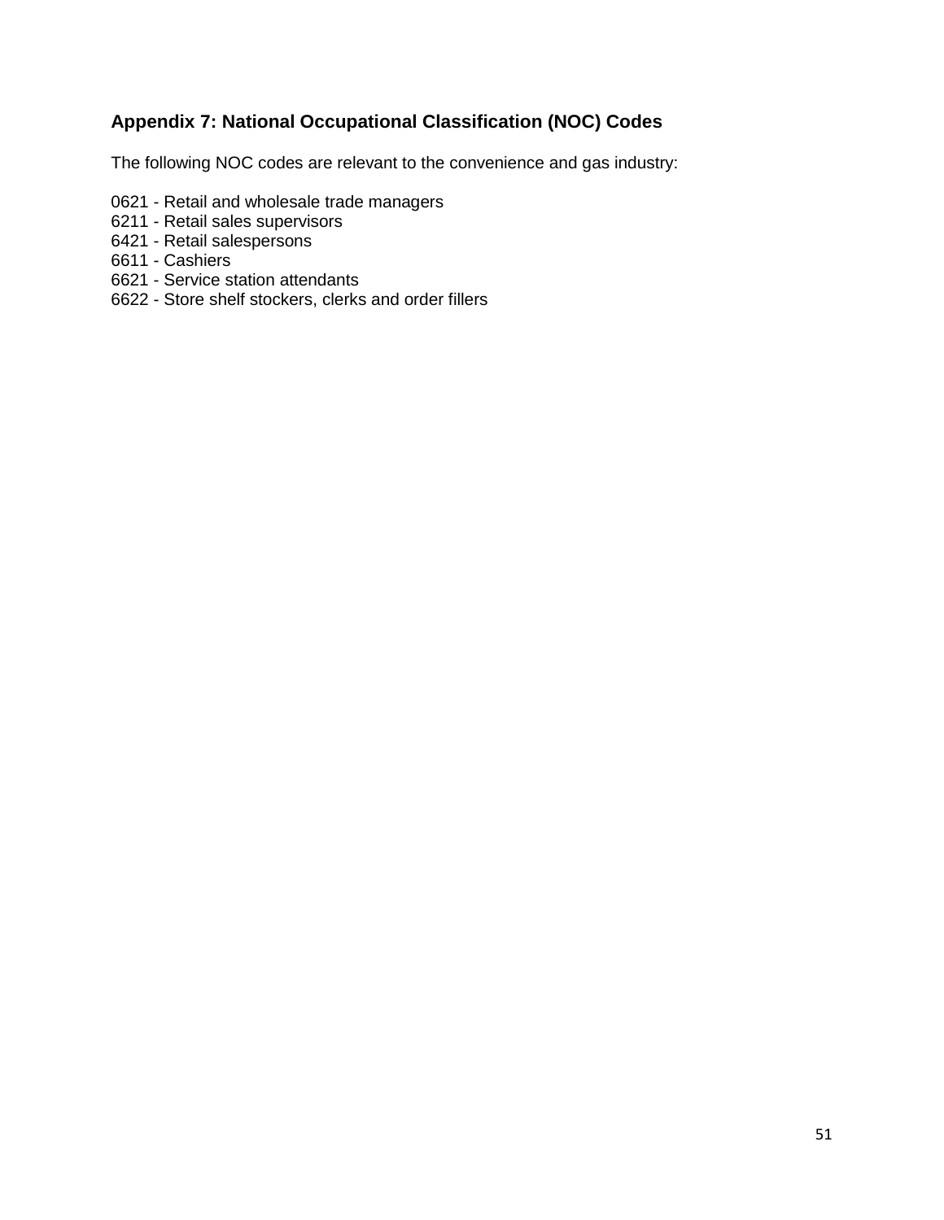## Appendix 7: National Occupational Classification (NOC) Codes

The following NOC codes are relevant to the convenience and gas industry:

0621 - Retail and wholesale trade managers
6211 - Retail sales supervisors
6421 - Retail salespersons
6611 - Cashiers
6621 - Service station attendants
6622 - Store shelf stockers, clerks and order fillers